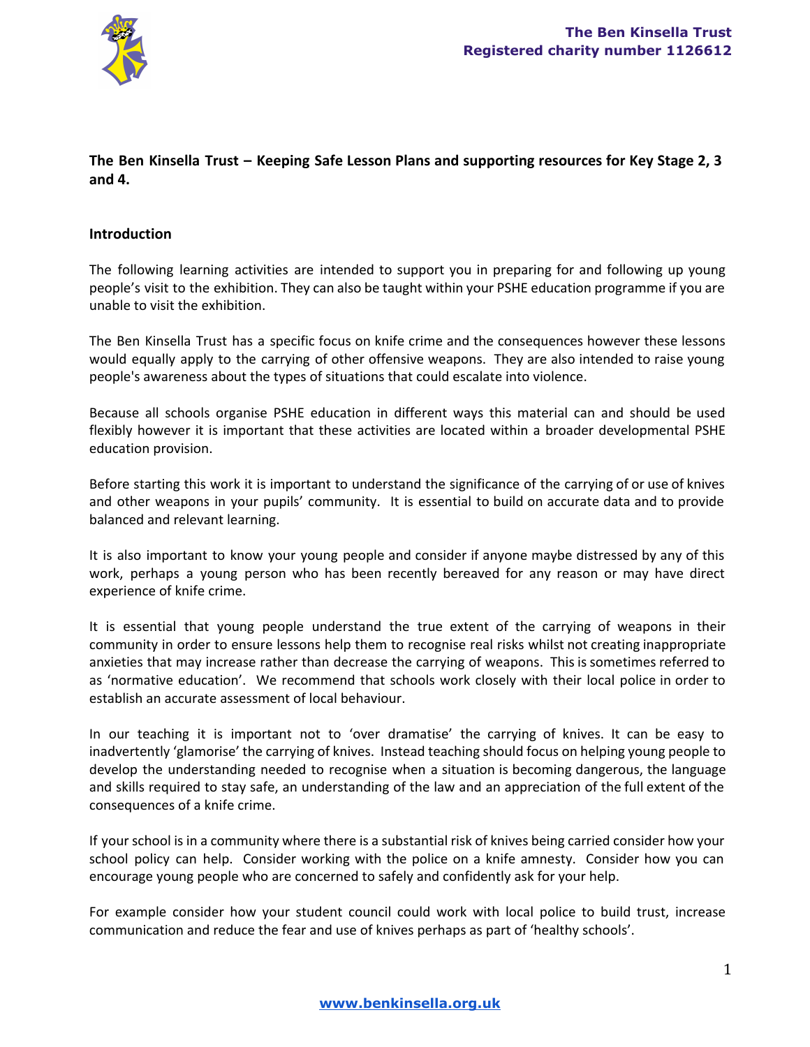**The Ben Kinsella Trust**
**Registered charity number 1126612**

**The Ben Kinsella Trust – Keeping Safe Lesson Plans and supporting resources for Key Stage 2, 3 and 4.**

## Introduction

The following learning activities are intended to support you in preparing for and following up young people's visit to the exhibition. They can also be taught within your PSHE education programme if you are unable to visit the exhibition.

The Ben Kinsella Trust has a specific focus on knife crime and the consequences however these lessons would equally apply to the carrying of other offensive weapons. They are also intended to raise young people's awareness about the types of situations that could escalate into violence.

Because all schools organise PSHE education in different ways this material can and should be used flexibly however it is important that these activities are located within a broader developmental PSHE education provision.

Before starting this work it is important to understand the significance of the carrying of or use of knives and other weapons in your pupils' community. It is essential to build on accurate data and to provide balanced and relevant learning.

It is also important to know your young people and consider if anyone maybe distressed by any of this work, perhaps a young person who has been recently bereaved for any reason or may have direct experience of knife crime.

It is essential that young people understand the true extent of the carrying of weapons in their community in order to ensure lessons help them to recognise real risks whilst not creating inappropriate anxieties that may increase rather than decrease the carrying of weapons. This is sometimes referred to as 'normative education'. We recommend that schools work closely with their local police in order to establish an accurate assessment of local behaviour.

In our teaching it is important not to 'over dramatise' the carrying of knives. It can be easy to inadvertently 'glamorise' the carrying of knives. Instead teaching should focus on helping young people to develop the understanding needed to recognise when a situation is becoming dangerous, the language and skills required to stay safe, an understanding of the law and an appreciation of the full extent of the consequences of a knife crime.

If your school is in a community where there is a substantial risk of knives being carried consider how your school policy can help. Consider working with the police on a knife amnesty. Consider how you can encourage young people who are concerned to safely and confidently ask for your help.

For example consider how your student council could work with local police to build trust, increase communication and reduce the fear and use of knives perhaps as part of 'healthy schools'.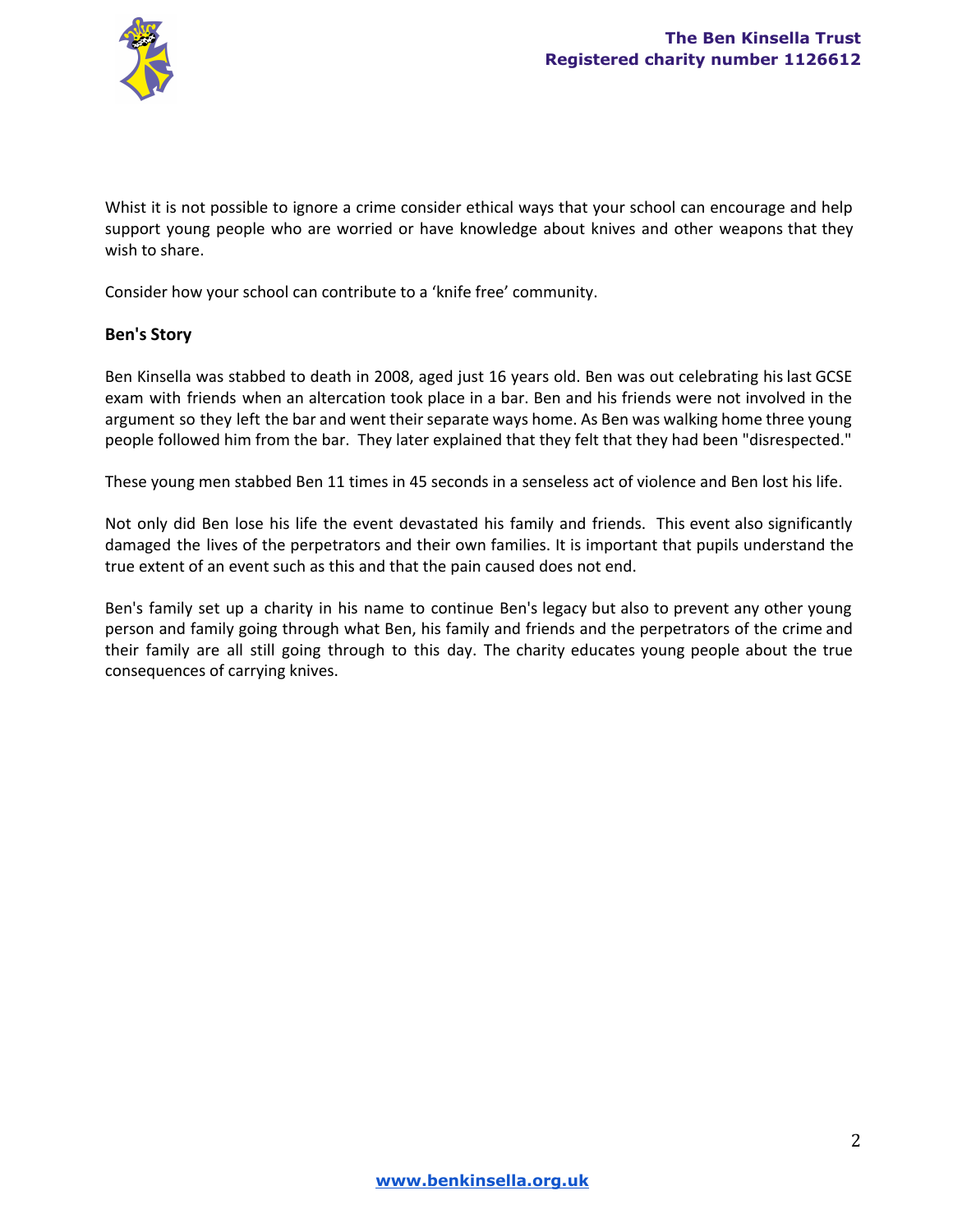Whist it is not possible to ignore a crime consider ethical ways that your school can encourage and help support young people who are worried or have knowledge about knives and other weapons that they wish to share.

Consider how your school can contribute to a 'knife free' community.

**Ben's Story**

Ben Kinsella was stabbed to death in 2008, aged just 16 years old. Ben was out celebrating his last GCSE exam with friends when an altercation took place in a bar. Ben and his friends were not involved in the argument so they left the bar and went their separate ways home. As Ben was walking home three young people followed him from the bar. They later explained that they felt that they had been "disrespected."

These young men stabbed Ben 11 times in 45 seconds in a senseless act of violence and Ben lost his life.

Not only did Ben lose his life the event devastated his family and friends. This event also significantly damaged the lives of the perpetrators and their own families. It is important that pupils understand the true extent of an event such as this and that the pain caused does not end.

Ben's family set up a charity in his name to continue Ben's legacy but also to prevent any other young person and family going through what Ben, his family and friends and the perpetrators of the crime and their family are all still going through to this day. The charity educates young people about the true consequences of carrying knives.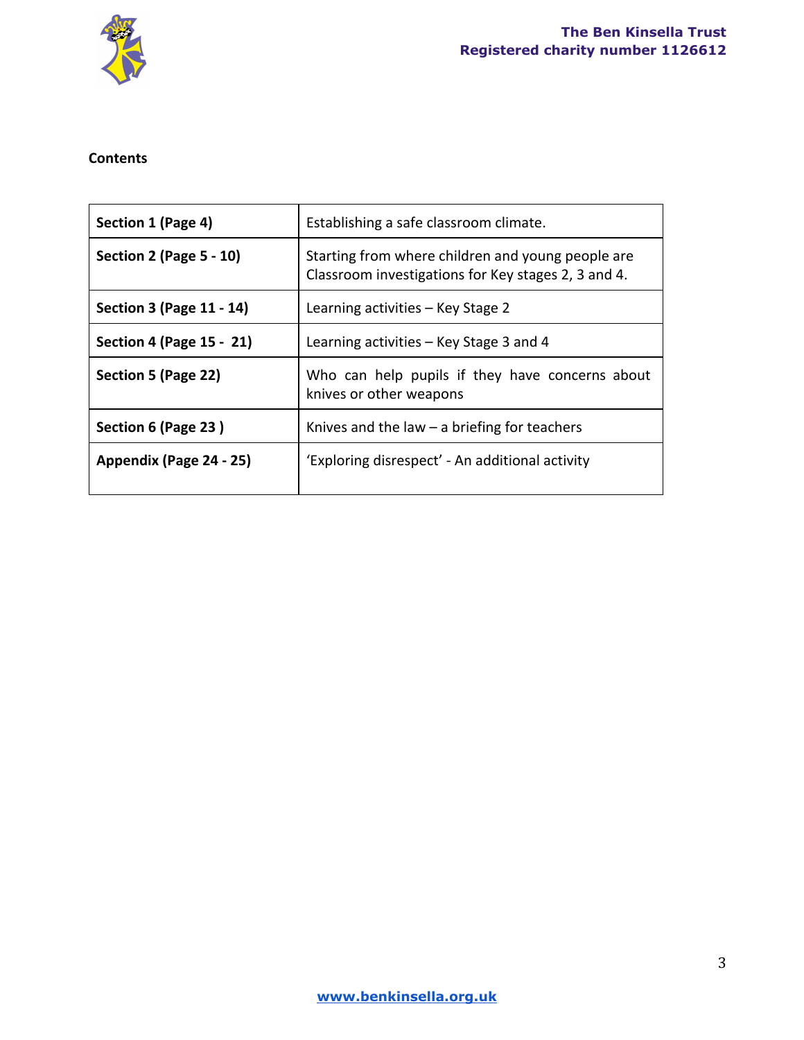**Contents**

| | |
|---|---|
| **Section 1 (Page 4)** | Establishing a safe classroom climate. |
| **Section 2 (Page 5 - 10)** | Starting from where children and young people are Classroom investigations for Key stages 2, 3 and 4. |
| **Section 3 (Page 11 - 14)** | Learning activities – Key Stage 2 |
| **Section 4 (Page 15 - 21)** | Learning activities – Key Stage 3 and 4 |
| **Section 5 (Page 22)** | Who can help pupils if they have concerns about knives or other weapons |
| **Section 6 (Page 23 )** | Knives and the law – a briefing for teachers |
| **Appendix (Page 24 - 25)** | 'Exploring disrespect' - An additional activity |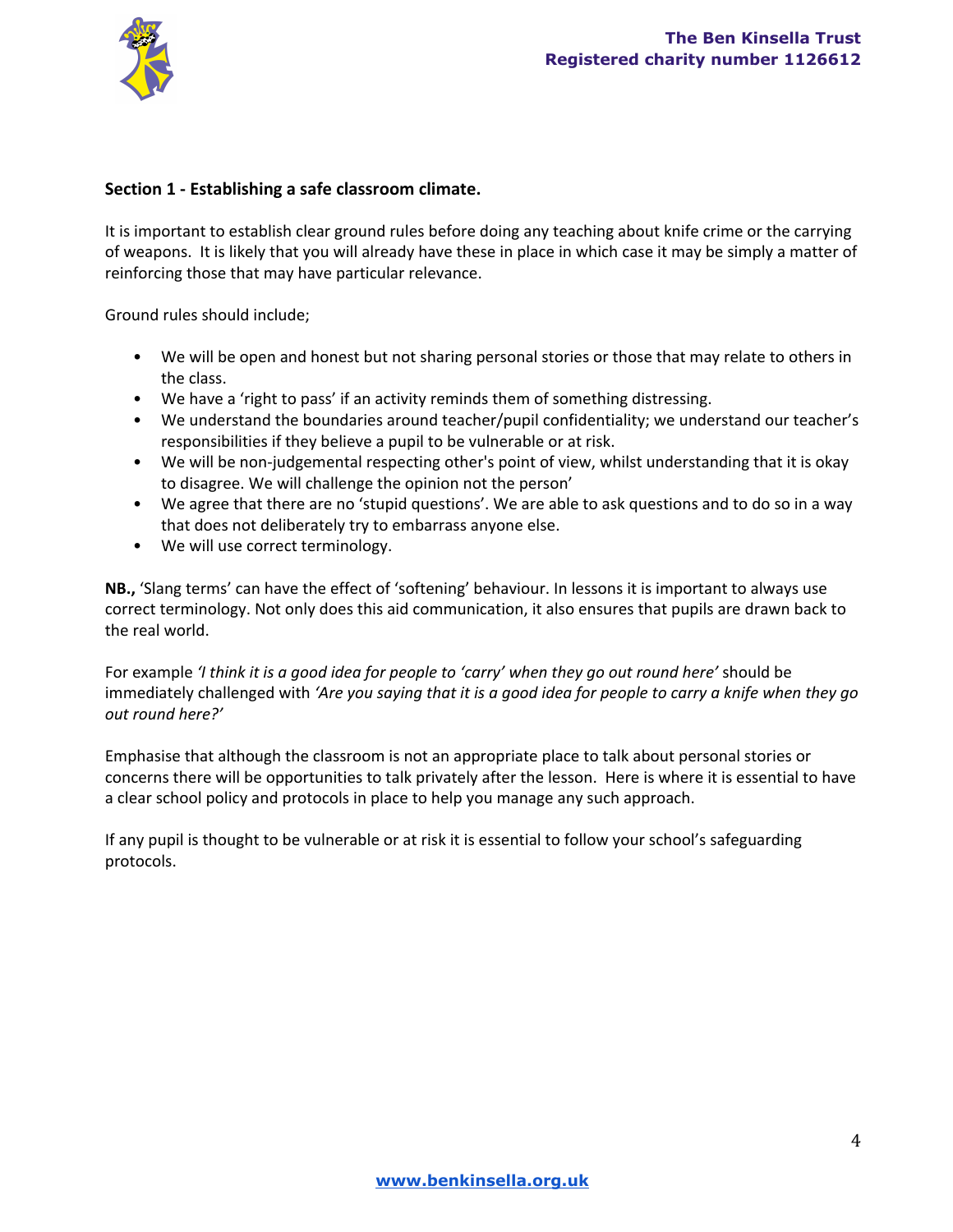## Section 1 - Establishing a safe classroom climate.

It is important to establish clear ground rules before doing any teaching about knife crime or the carrying of weapons. It is likely that you will already have these in place in which case it may be simply a matter of reinforcing those that may have particular relevance.

Ground rules should include;

- We will be open and honest but not sharing personal stories or those that may relate to others in the class.
- We have a 'right to pass' if an activity reminds them of something distressing.
- We understand the boundaries around teacher/pupil confidentiality; we understand our teacher's responsibilities if they believe a pupil to be vulnerable or at risk.
- We will be non-judgemental respecting other's point of view, whilst understanding that it is okay to disagree. We will challenge the opinion not the person'
- We agree that there are no 'stupid questions'. We are able to ask questions and to do so in a way that does not deliberately try to embarrass anyone else.
- We will use correct terminology.

**NB.,** 'Slang terms' can have the effect of 'softening' behaviour. In lessons it is important to always use correct terminology. Not only does this aid communication, it also ensures that pupils are drawn back to the real world.

For example *'I think it is a good idea for people to 'carry' when they go out round here'* should be immediately challenged with *'Are you saying that it is a good idea for people to carry a knife when they go out round here?'*

Emphasise that although the classroom is not an appropriate place to talk about personal stories or concerns there will be opportunities to talk privately after the lesson. Here is where it is essential to have a clear school policy and protocols in place to help you manage any such approach.

If any pupil is thought to be vulnerable or at risk it is essential to follow your school's safeguarding protocols.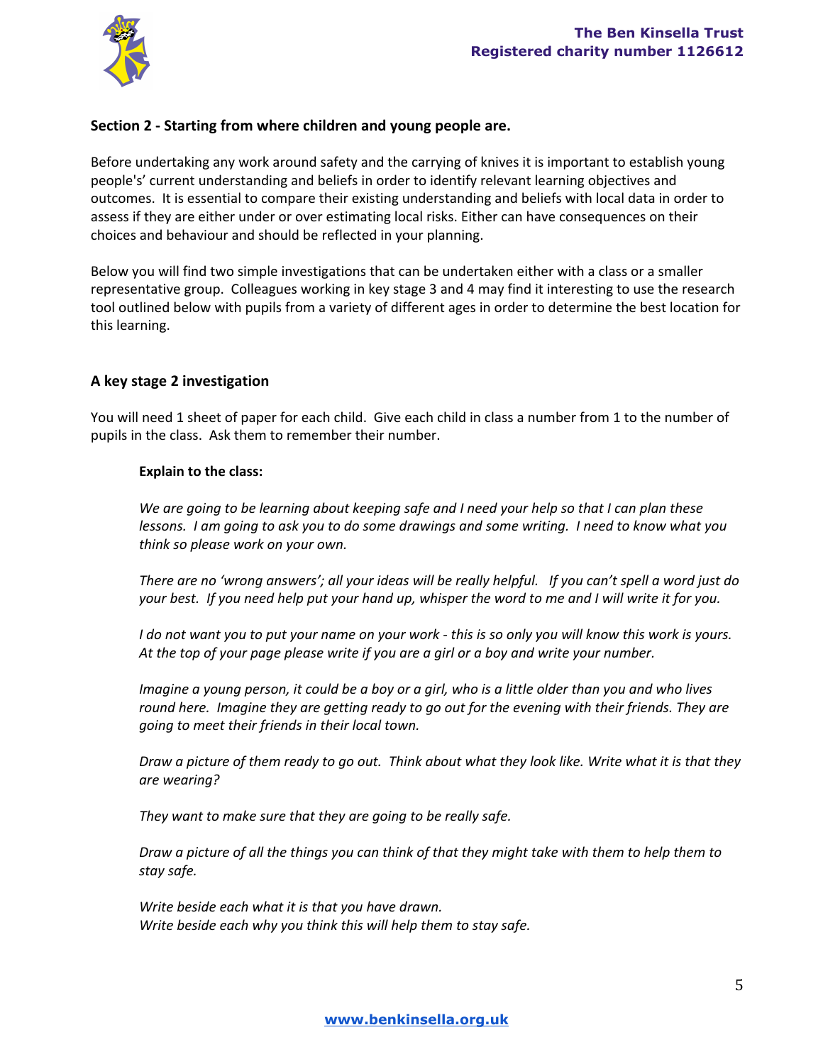## Section 2 - Starting from where children and young people are.

Before undertaking any work around safety and the carrying of knives it is important to establish young people's' current understanding and beliefs in order to identify relevant learning objectives and outcomes. It is essential to compare their existing understanding and beliefs with local data in order to assess if they are either under or over estimating local risks. Either can have consequences on their choices and behaviour and should be reflected in your planning.

Below you will find two simple investigations that can be undertaken either with a class or a smaller representative group. Colleagues working in key stage 3 and 4 may find it interesting to use the research tool outlined below with pupils from a variety of different ages in order to determine the best location for this learning.

### A key stage 2 investigation

You will need 1 sheet of paper for each child. Give each child in class a number from 1 to the number of pupils in the class. Ask them to remember their number.

**Explain to the class:**

*We are going to be learning about keeping safe and I need your help so that I can plan these lessons. I am going to ask you to do some drawings and some writing. I need to know what you think so please work on your own.*

*There are no 'wrong answers'; all your ideas will be really helpful. If you can't spell a word just do your best. If you need help put your hand up, whisper the word to me and I will write it for you.*

*I do not want you to put your name on your work - this is so only you will know this work is yours. At the top of your page please write if you are a girl or a boy and write your number.*

*Imagine a young person, it could be a boy or a girl, who is a little older than you and who lives round here. Imagine they are getting ready to go out for the evening with their friends. They are going to meet their friends in their local town.*

*Draw a picture of them ready to go out. Think about what they look like. Write what it is that they are wearing?*

*They want to make sure that they are going to be really safe.*

*Draw a picture of all the things you can think of that they might take with them to help them to stay safe.*

*Write beside each what it is that you have drawn.*
*Write beside each why you think this will help them to stay safe.*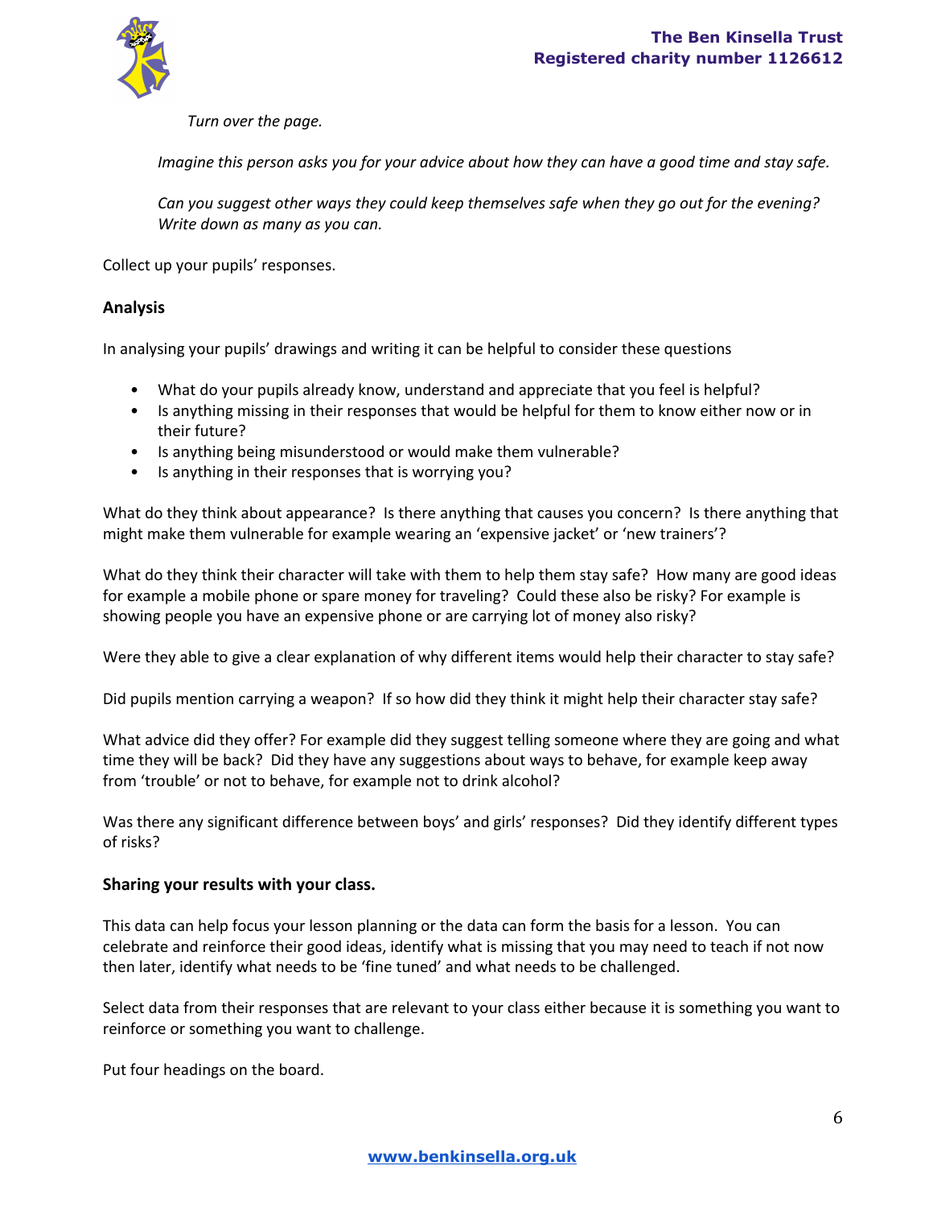*Turn over the page.*

*Imagine this person asks you for your advice about how they can have a good time and stay safe.*

*Can you suggest other ways they could keep themselves safe when they go out for the evening? Write down as many as you can.*

Collect up your pupils' responses.

## Analysis

In analysing your pupils' drawings and writing it can be helpful to consider these questions

- What do your pupils already know, understand and appreciate that you feel is helpful?
- Is anything missing in their responses that would be helpful for them to know either now or in their future?
- Is anything being misunderstood or would make them vulnerable?
- Is anything in their responses that is worrying you?

What do they think about appearance? Is there anything that causes you concern? Is there anything that might make them vulnerable for example wearing an 'expensive jacket' or 'new trainers'?

What do they think their character will take with them to help them stay safe? How many are good ideas for example a mobile phone or spare money for traveling? Could these also be risky? For example is showing people you have an expensive phone or are carrying lot of money also risky?

Were they able to give a clear explanation of why different items would help their character to stay safe?

Did pupils mention carrying a weapon? If so how did they think it might help their character stay safe?

What advice did they offer? For example did they suggest telling someone where they are going and what time they will be back? Did they have any suggestions about ways to behave, for example keep away from 'trouble' or not to behave, for example not to drink alcohol?

Was there any significant difference between boys' and girls' responses? Did they identify different types of risks?

## Sharing your results with your class.

This data can help focus your lesson planning or the data can form the basis for a lesson. You can celebrate and reinforce their good ideas, identify what is missing that you may need to teach if not now then later, identify what needs to be 'fine tuned' and what needs to be challenged.

Select data from their responses that are relevant to your class either because it is something you want to reinforce or something you want to challenge.

Put four headings on the board.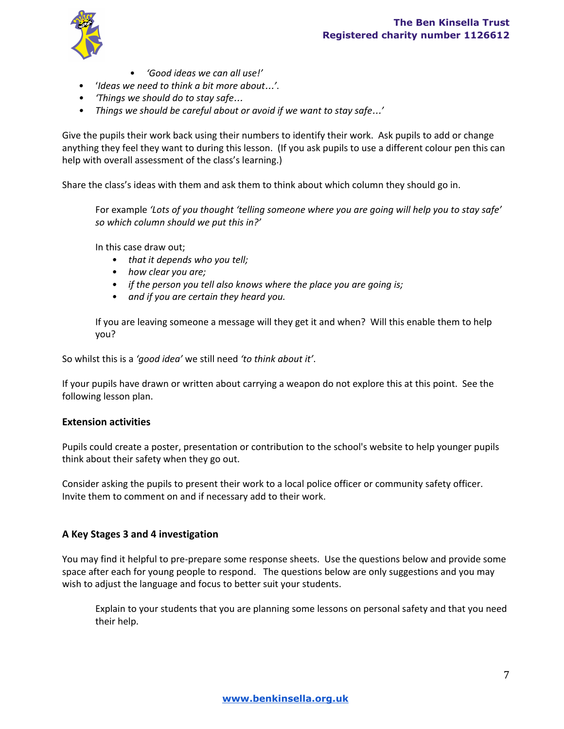- *'Good ideas we can all use!'*
- '*Ideas we need to think a bit more about…*'.
- *'Things we should do to stay safe…*
- *Things we should be careful about or avoid if we want to stay safe…'*

Give the pupils their work back using their numbers to identify their work. Ask pupils to add or change anything they feel they want to during this lesson. (If you ask pupils to use a different colour pen this can help with overall assessment of the class's learning.)

Share the class's ideas with them and ask them to think about which column they should go in.

> For example *'Lots of you thought 'telling someone where you are going will help you to stay safe' so which column should we put this in?'*
>
> In this case draw out;
>
> - *that it depends who you tell;*
> - *how clear you are;*
> - *if the person you tell also knows where the place you are going is;*
> - *and if you are certain they heard you.*
>
> If you are leaving someone a message will they get it and when? Will this enable them to help you?

So whilst this is a *'good idea'* we still need *'to think about it'*.

If your pupils have drawn or written about carrying a weapon do not explore this at this point. See the following lesson plan.

### Extension activities

Pupils could create a poster, presentation or contribution to the school's website to help younger pupils think about their safety when they go out.

Consider asking the pupils to present their work to a local police officer or community safety officer. Invite them to comment on and if necessary add to their work.

### A Key Stages 3 and 4 investigation

You may find it helpful to pre-prepare some response sheets. Use the questions below and provide some space after each for young people to respond. The questions below are only suggestions and you may wish to adjust the language and focus to better suit your students.

> Explain to your students that you are planning some lessons on personal safety and that you need their help.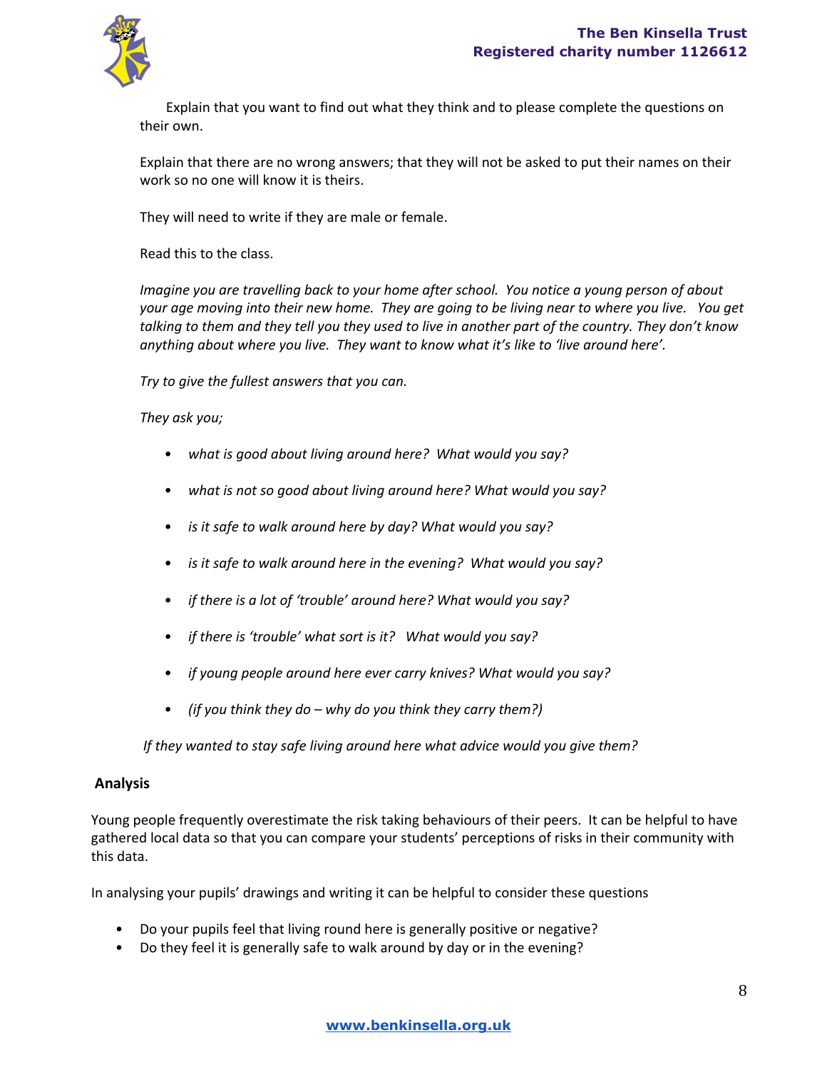Explain that you want to find out what they think and to please complete the questions on their own.

Explain that there are no wrong answers; that they will not be asked to put their names on their work so no one will know it is theirs.

They will need to write if they are male or female.

Read this to the class.

*Imagine you are travelling back to your home after school. You notice a young person of about your age moving into their new home. They are going to be living near to where you live. You get talking to them and they tell you they used to live in another part of the country. They don't know anything about where you live. They want to know what it's like to 'live around here'.*

*Try to give the fullest answers that you can.*

*They ask you;*

- *what is good about living around here? What would you say?*
- *what is not so good about living around here? What would you say?*
- *is it safe to walk around here by day? What would you say?*
- *is it safe to walk around here in the evening? What would you say?*
- *if there is a lot of 'trouble' around here? What would you say?*
- *if there is 'trouble' what sort is it? What would you say?*
- *if young people around here ever carry knives? What would you say?*
- *(if you think they do – why do you think they carry them?)*

*If they wanted to stay safe living around here what advice would you give them?*

**Analysis**

Young people frequently overestimate the risk taking behaviours of their peers. It can be helpful to have gathered local data so that you can compare your students' perceptions of risks in their community with this data.

In analysing your pupils' drawings and writing it can be helpful to consider these questions

- Do your pupils feel that living round here is generally positive or negative?
- Do they feel it is generally safe to walk around by day or in the evening?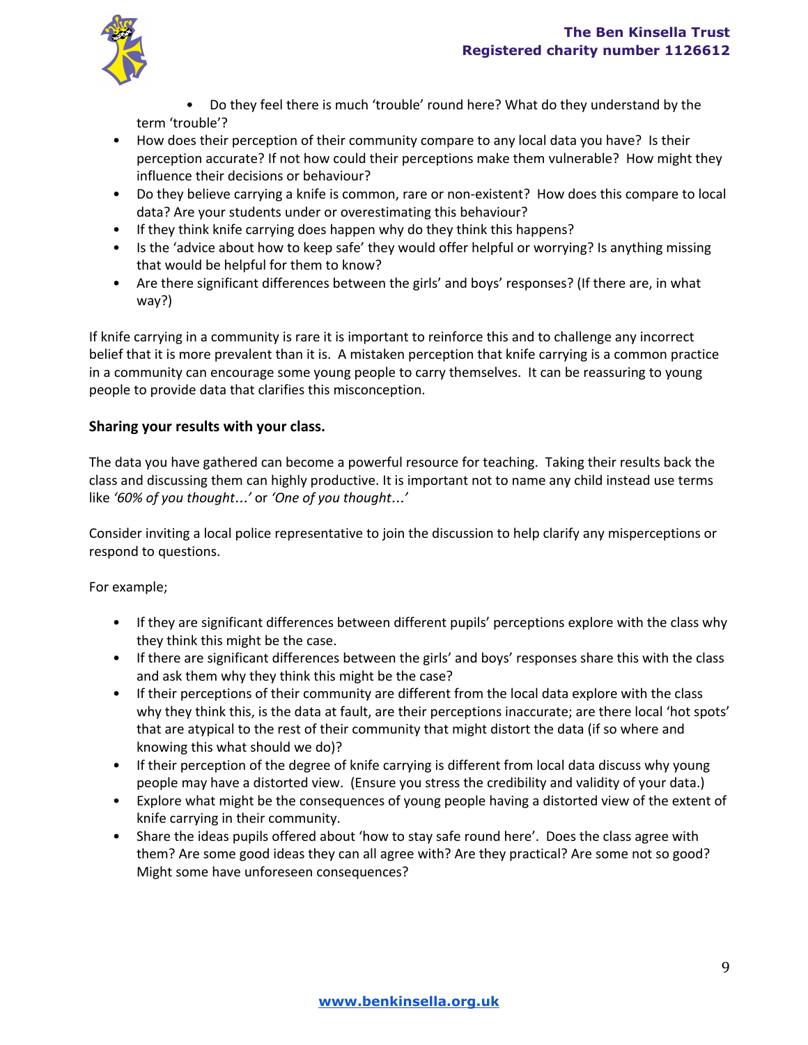- Do they feel there is much 'trouble' round here? What do they understand by the term 'trouble'?
- How does their perception of their community compare to any local data you have? Is their perception accurate? If not how could their perceptions make them vulnerable? How might they influence their decisions or behaviour?
- Do they believe carrying a knife is common, rare or non-existent? How does this compare to local data? Are your students under or overestimating this behaviour?
- If they think knife carrying does happen why do they think this happens?
- Is the 'advice about how to keep safe' they would offer helpful or worrying? Is anything missing that would be helpful for them to know?
- Are there significant differences between the girls' and boys' responses? (If there are, in what way?)

If knife carrying in a community is rare it is important to reinforce this and to challenge any incorrect belief that it is more prevalent than it is. A mistaken perception that knife carrying is a common practice in a community can encourage some young people to carry themselves. It can be reassuring to young people to provide data that clarifies this misconception.

**Sharing your results with your class.**

The data you have gathered can become a powerful resource for teaching. Taking their results back the class and discussing them can highly productive. It is important not to name any child instead use terms like *'60% of you thought…'* or *'One of you thought…'*

Consider inviting a local police representative to join the discussion to help clarify any misperceptions or respond to questions.

For example;

- If they are significant differences between different pupils' perceptions explore with the class why they think this might be the case.
- If there are significant differences between the girls' and boys' responses share this with the class and ask them why they think this might be the case?
- If their perceptions of their community are different from the local data explore with the class why they think this, is the data at fault, are their perceptions inaccurate; are there local 'hot spots' that are atypical to the rest of their community that might distort the data (if so where and knowing this what should we do)?
- If their perception of the degree of knife carrying is different from local data discuss why young people may have a distorted view. (Ensure you stress the credibility and validity of your data.)
- Explore what might be the consequences of young people having a distorted view of the extent of knife carrying in their community.
- Share the ideas pupils offered about 'how to stay safe round here'. Does the class agree with them? Are some good ideas they can all agree with? Are they practical? Are some not so good? Might some have unforeseen consequences?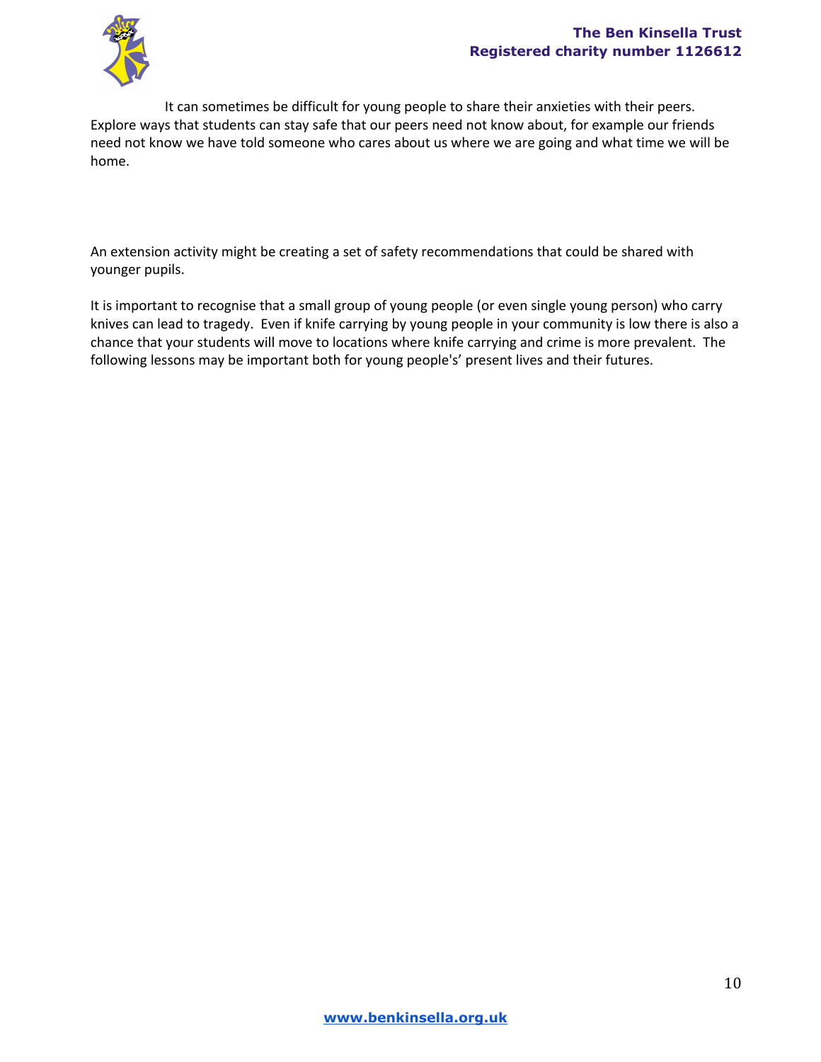It can sometimes be difficult for young people to share their anxieties with their peers. Explore ways that students can stay safe that our peers need not know about, for example our friends need not know we have told someone who cares about us where we are going and what time we will be home.

An extension activity might be creating a set of safety recommendations that could be shared with younger pupils.

It is important to recognise that a small group of young people (or even single young person) who carry knives can lead to tragedy. Even if knife carrying by young people in your community is low there is also a chance that your students will move to locations where knife carrying and crime is more prevalent. The following lessons may be important both for young people's' present lives and their futures.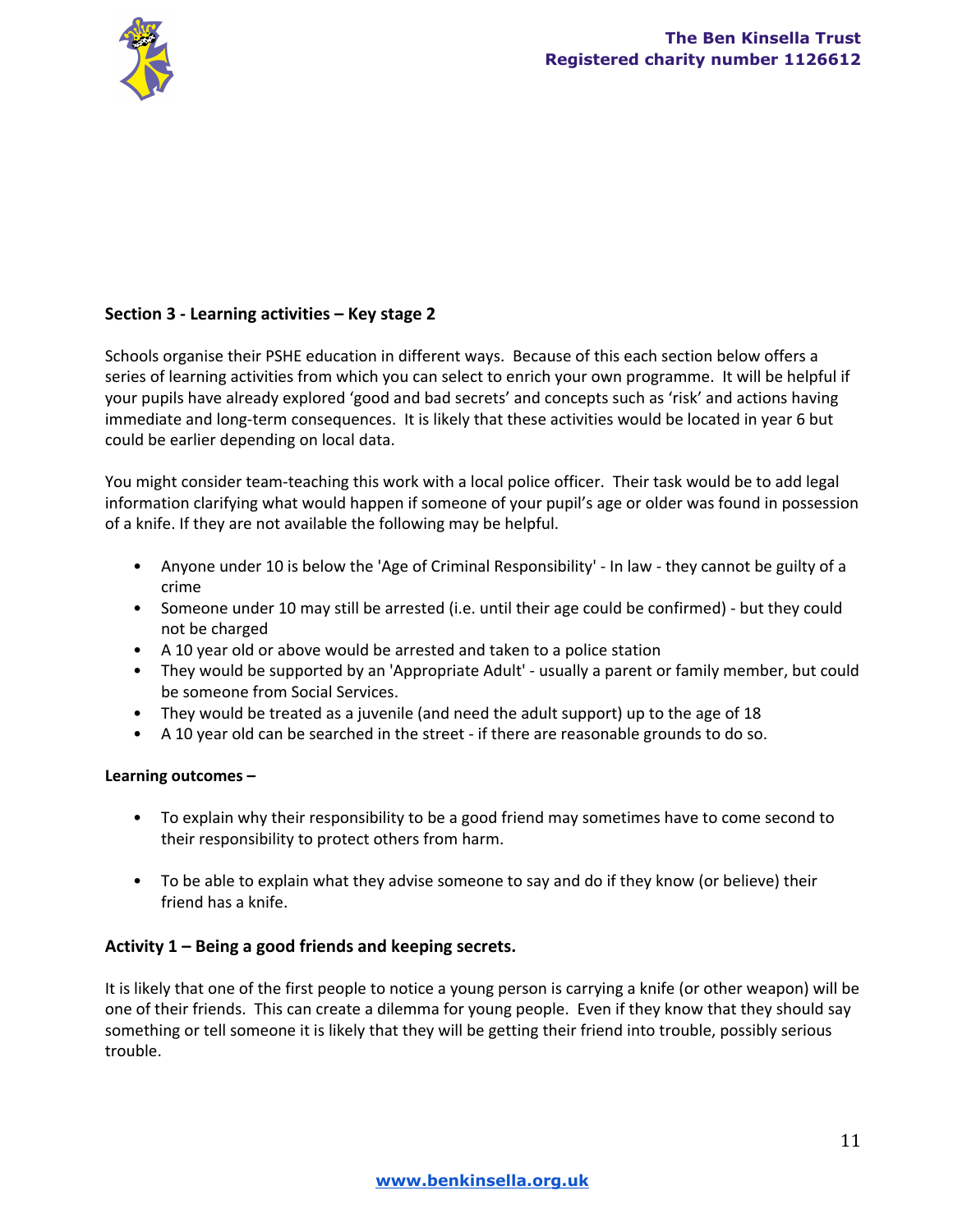## Section 3 - Learning activities – Key stage 2

Schools organise their PSHE education in different ways. Because of this each section below offers a series of learning activities from which you can select to enrich your own programme. It will be helpful if your pupils have already explored 'good and bad secrets' and concepts such as 'risk' and actions having immediate and long-term consequences. It is likely that these activities would be located in year 6 but could be earlier depending on local data.

You might consider team-teaching this work with a local police officer. Their task would be to add legal information clarifying what would happen if someone of your pupil's age or older was found in possession of a knife. If they are not available the following may be helpful.

- Anyone under 10 is below the 'Age of Criminal Responsibility' - In law - they cannot be guilty of a crime
- Someone under 10 may still be arrested (i.e. until their age could be confirmed) - but they could not be charged
- A 10 year old or above would be arrested and taken to a police station
- They would be supported by an 'Appropriate Adult' - usually a parent or family member, but could be someone from Social Services.
- They would be treated as a juvenile (and need the adult support) up to the age of 18
- A 10 year old can be searched in the street - if there are reasonable grounds to do so.

**Learning outcomes –**

- To explain why their responsibility to be a good friend may sometimes have to come second to their responsibility to protect others from harm.

- To be able to explain what they advise someone to say and do if they know (or believe) their friend has a knife.

### Activity 1 – Being a good friends and keeping secrets.

It is likely that one of the first people to notice a young person is carrying a knife (or other weapon) will be one of their friends. This can create a dilemma for young people. Even if they know that they should say something or tell someone it is likely that they will be getting their friend into trouble, possibly serious trouble.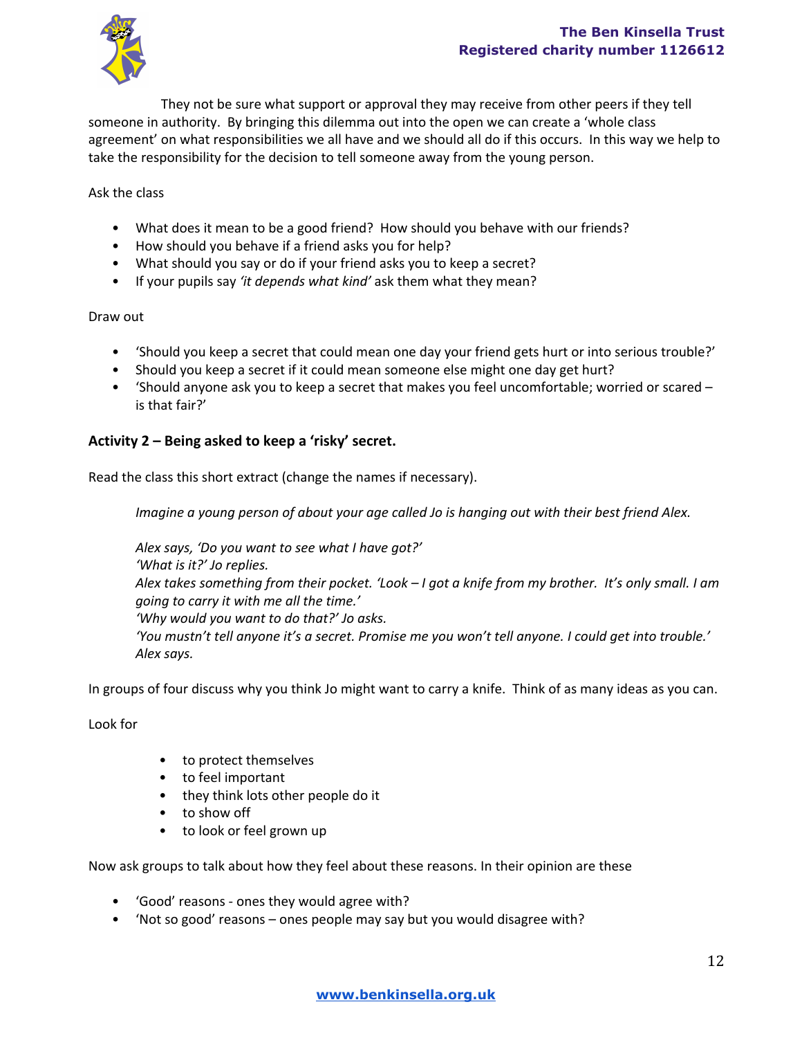They not be sure what support or approval they may receive from other peers if they tell someone in authority. By bringing this dilemma out into the open we can create a 'whole class agreement' on what responsibilities we all have and we should all do if this occurs. In this way we help to take the responsibility for the decision to tell someone away from the young person.

Ask the class

- What does it mean to be a good friend? How should you behave with our friends?
- How should you behave if a friend asks you for help?
- What should you say or do if your friend asks you to keep a secret?
- If your pupils say *'it depends what kind'* ask them what they mean?

Draw out

- 'Should you keep a secret that could mean one day your friend gets hurt or into serious trouble?'
- Should you keep a secret if it could mean someone else might one day get hurt?
- 'Should anyone ask you to keep a secret that makes you feel uncomfortable; worried or scared – is that fair?'

**Activity 2 – Being asked to keep a 'risky' secret.**

Read the class this short extract (change the names if necessary).

> *Imagine a young person of about your age called Jo is hanging out with their best friend Alex.*
>
> *Alex says, 'Do you want to see what I have got?'*
> *'What is it?' Jo replies.*
> *Alex takes something from their pocket. 'Look – I got a knife from my brother. It's only small. I am going to carry it with me all the time.'*
> *'Why would you want to do that?' Jo asks.*
> *'You mustn't tell anyone it's a secret. Promise me you won't tell anyone. I could get into trouble.' Alex says.*

In groups of four discuss why you think Jo might want to carry a knife. Think of as many ideas as you can.

Look for

- to protect themselves
- to feel important
- they think lots other people do it
- to show off
- to look or feel grown up

Now ask groups to talk about how they feel about these reasons. In their opinion are these

- 'Good' reasons - ones they would agree with?
- 'Not so good' reasons – ones people may say but you would disagree with?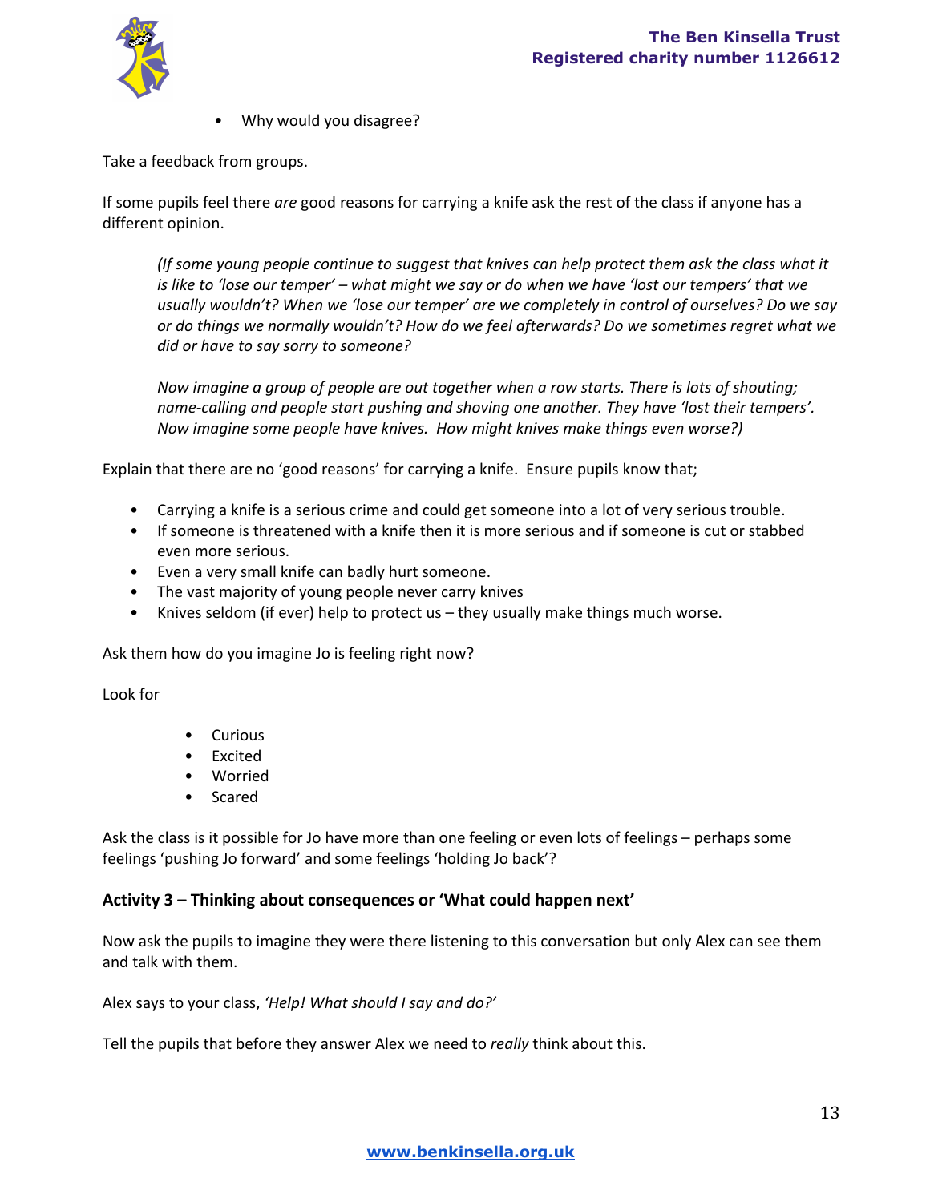- Why would you disagree?

Take a feedback from groups.

If some pupils feel there *are* good reasons for carrying a knife ask the rest of the class if anyone has a different opinion.

*(If some young people continue to suggest that knives can help protect them ask the class what it is like to 'lose our temper' – what might we say or do when we have 'lost our tempers' that we usually wouldn't? When we 'lose our temper' are we completely in control of ourselves? Do we say or do things we normally wouldn't? How do we feel afterwards? Do we sometimes regret what we did or have to say sorry to someone?*

*Now imagine a group of people are out together when a row starts. There is lots of shouting; name-calling and people start pushing and shoving one another. They have 'lost their tempers'. Now imagine some people have knives. How might knives make things even worse?)*

Explain that there are no 'good reasons' for carrying a knife. Ensure pupils know that;

- Carrying a knife is a serious crime and could get someone into a lot of very serious trouble.
- If someone is threatened with a knife then it is more serious and if someone is cut or stabbed even more serious.
- Even a very small knife can badly hurt someone.
- The vast majority of young people never carry knives
- Knives seldom (if ever) help to protect us – they usually make things much worse.

Ask them how do you imagine Jo is feeling right now?

Look for

- Curious
- Excited
- Worried
- Scared

Ask the class is it possible for Jo have more than one feeling or even lots of feelings – perhaps some feelings 'pushing Jo forward' and some feelings 'holding Jo back'?

**Activity 3 – Thinking about consequences or 'What could happen next'**

Now ask the pupils to imagine they were there listening to this conversation but only Alex can see them and talk with them.

Alex says to your class, *'Help! What should I say and do?'*

Tell the pupils that before they answer Alex we need to *really* think about this.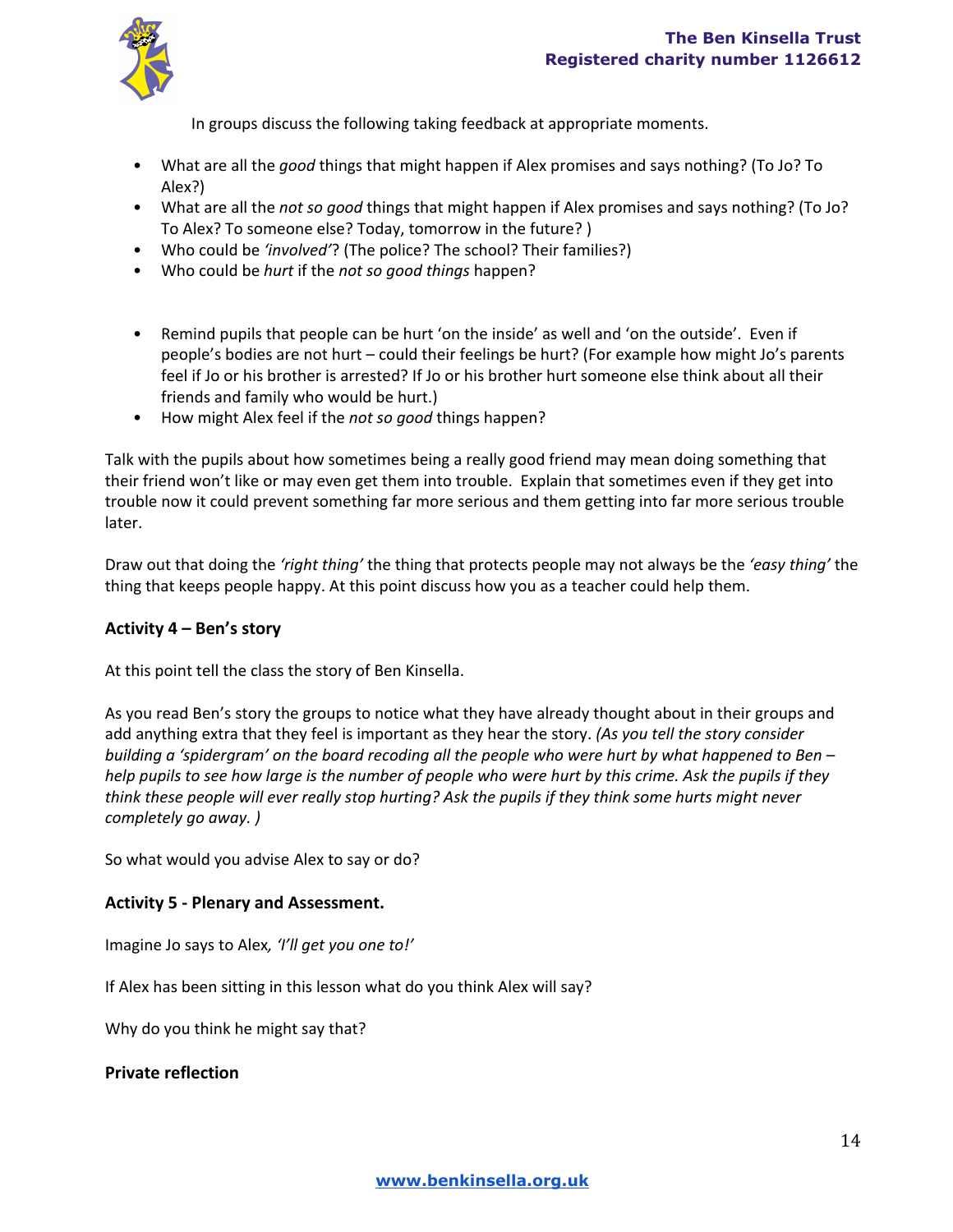In groups discuss the following taking feedback at appropriate moments.

- What are all the *good* things that might happen if Alex promises and says nothing? (To Jo? To Alex?)
- What are all the *not so good* things that might happen if Alex promises and says nothing? (To Jo? To Alex? To someone else? Today, tomorrow in the future? )
- Who could be *'involved'*? (The police? The school? Their families?)
- Who could be *hurt* if the *not so good things* happen?

- Remind pupils that people can be hurt 'on the inside' as well and 'on the outside'. Even if people's bodies are not hurt – could their feelings be hurt? (For example how might Jo's parents feel if Jo or his brother is arrested? If Jo or his brother hurt someone else think about all their friends and family who would be hurt.)
- How might Alex feel if the *not so good* things happen?

Talk with the pupils about how sometimes being a really good friend may mean doing something that their friend won't like or may even get them into trouble. Explain that sometimes even if they get into trouble now it could prevent something far more serious and them getting into far more serious trouble later.

Draw out that doing the *'right thing'* the thing that protects people may not always be the *'easy thing'* the thing that keeps people happy. At this point discuss how you as a teacher could help them.

**Activity 4 – Ben's story**

At this point tell the class the story of Ben Kinsella.

As you read Ben's story the groups to notice what they have already thought about in their groups and add anything extra that they feel is important as they hear the story. *(As you tell the story consider building a 'spidergram' on the board recoding all the people who were hurt by what happened to Ben – help pupils to see how large is the number of people who were hurt by this crime. Ask the pupils if they think these people will ever really stop hurting? Ask the pupils if they think some hurts might never completely go away. )*

So what would you advise Alex to say or do?

**Activity 5 - Plenary and Assessment.**

Imagine Jo says to Alex*, 'I'll get you one to!'*

If Alex has been sitting in this lesson what do you think Alex will say?

Why do you think he might say that?

**Private reflection**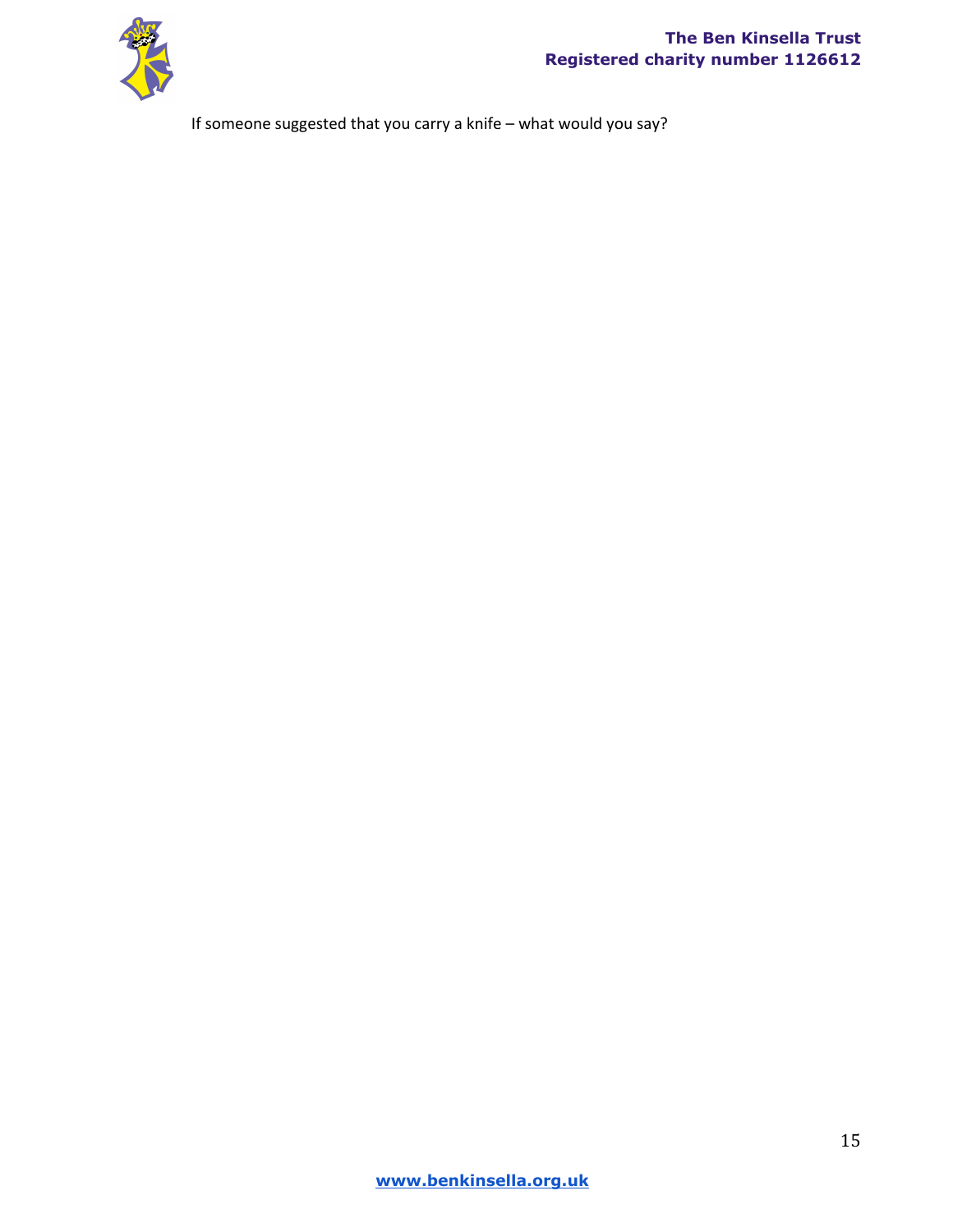If someone suggested that you carry a knife – what would you say?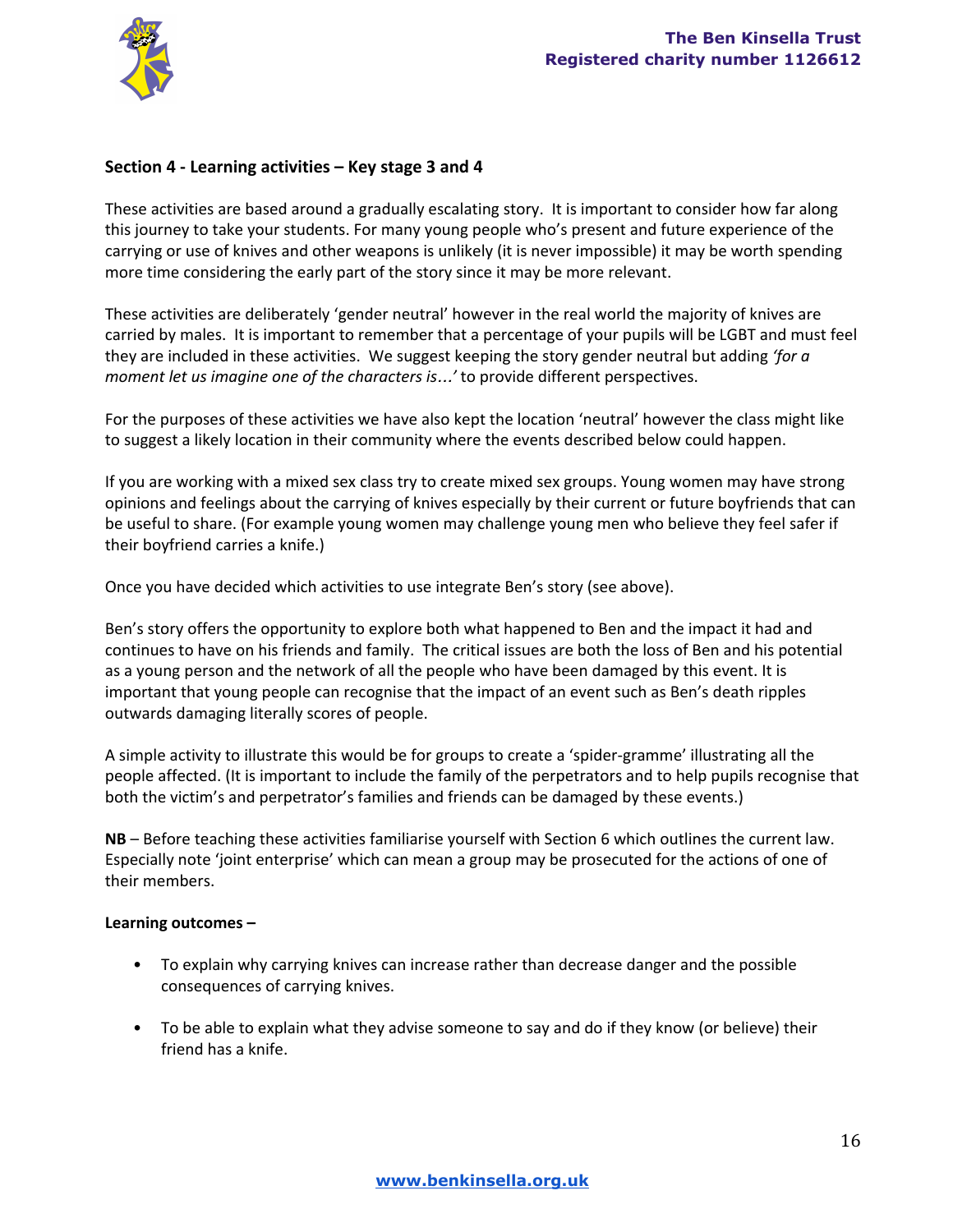**Section 4 - Learning activities – Key stage 3 and 4**

These activities are based around a gradually escalating story. It is important to consider how far along this journey to take your students. For many young people who's present and future experience of the carrying or use of knives and other weapons is unlikely (it is never impossible) it may be worth spending more time considering the early part of the story since it may be more relevant.

These activities are deliberately 'gender neutral' however in the real world the majority of knives are carried by males. It is important to remember that a percentage of your pupils will be LGBT and must feel they are included in these activities. We suggest keeping the story gender neutral but adding *'for a moment let us imagine one of the characters is…'* to provide different perspectives.

For the purposes of these activities we have also kept the location 'neutral' however the class might like to suggest a likely location in their community where the events described below could happen.

If you are working with a mixed sex class try to create mixed sex groups. Young women may have strong opinions and feelings about the carrying of knives especially by their current or future boyfriends that can be useful to share. (For example young women may challenge young men who believe they feel safer if their boyfriend carries a knife.)

Once you have decided which activities to use integrate Ben's story (see above).

Ben's story offers the opportunity to explore both what happened to Ben and the impact it had and continues to have on his friends and family. The critical issues are both the loss of Ben and his potential as a young person and the network of all the people who have been damaged by this event. It is important that young people can recognise that the impact of an event such as Ben's death ripples outwards damaging literally scores of people.

A simple activity to illustrate this would be for groups to create a 'spider-gramme' illustrating all the people affected. (It is important to include the family of the perpetrators and to help pupils recognise that both the victim's and perpetrator's families and friends can be damaged by these events.)

**NB** – Before teaching these activities familiarise yourself with Section 6 which outlines the current law. Especially note 'joint enterprise' which can mean a group may be prosecuted for the actions of one of their members.

**Learning outcomes –**

- To explain why carrying knives can increase rather than decrease danger and the possible consequences of carrying knives.

- To be able to explain what they advise someone to say and do if they know (or believe) their friend has a knife.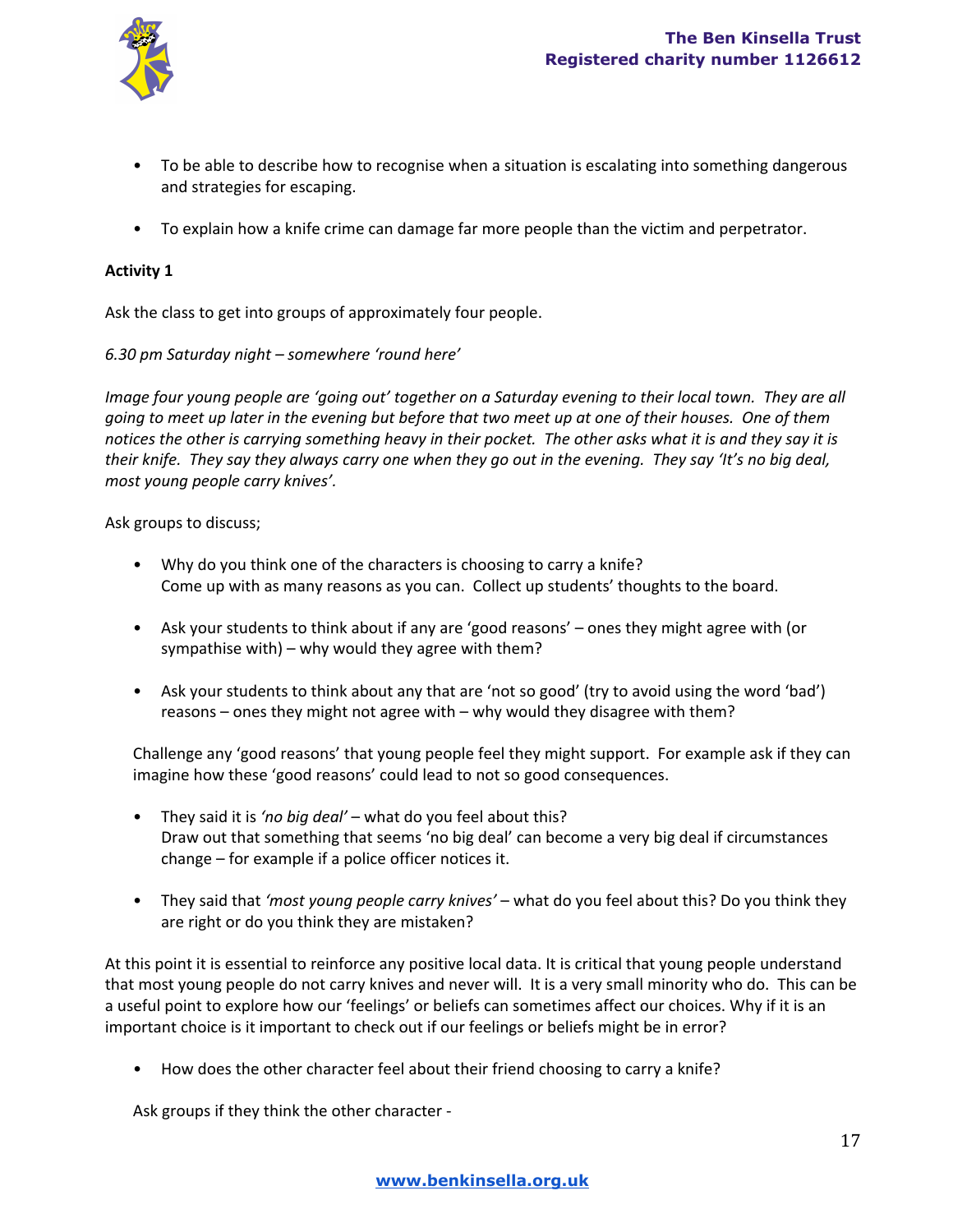- To be able to describe how to recognise when a situation is escalating into something dangerous and strategies for escaping.

- To explain how a knife crime can damage far more people than the victim and perpetrator.

**Activity 1**

Ask the class to get into groups of approximately four people.

*6.30 pm Saturday night – somewhere 'round here'*

*Image four young people are 'going out' together on a Saturday evening to their local town. They are all going to meet up later in the evening but before that two meet up at one of their houses. One of them notices the other is carrying something heavy in their pocket. The other asks what it is and they say it is their knife. They say they always carry one when they go out in the evening. They say 'It's no big deal, most young people carry knives'.*

Ask groups to discuss;

- Why do you think one of the characters is choosing to carry a knife?
  Come up with as many reasons as you can. Collect up students' thoughts to the board.

- Ask your students to think about if any are 'good reasons' – ones they might agree with (or sympathise with) – why would they agree with them?

- Ask your students to think about any that are 'not so good' (try to avoid using the word 'bad') reasons – ones they might not agree with – why would they disagree with them?

  Challenge any 'good reasons' that young people feel they might support. For example ask if they can imagine how these 'good reasons' could lead to not so good consequences.

- They said it is *'no big deal'* – what do you feel about this?
  Draw out that something that seems 'no big deal' can become a very big deal if circumstances change – for example if a police officer notices it.

- They said that *'most young people carry knives'* – what do you feel about this? Do you think they are right or do you think they are mistaken?

At this point it is essential to reinforce any positive local data. It is critical that young people understand that most young people do not carry knives and never will. It is a very small minority who do. This can be a useful point to explore how our 'feelings' or beliefs can sometimes affect our choices. Why if it is an important choice is it important to check out if our feelings or beliefs might be in error?

- How does the other character feel about their friend choosing to carry a knife?

  Ask groups if they think the other character -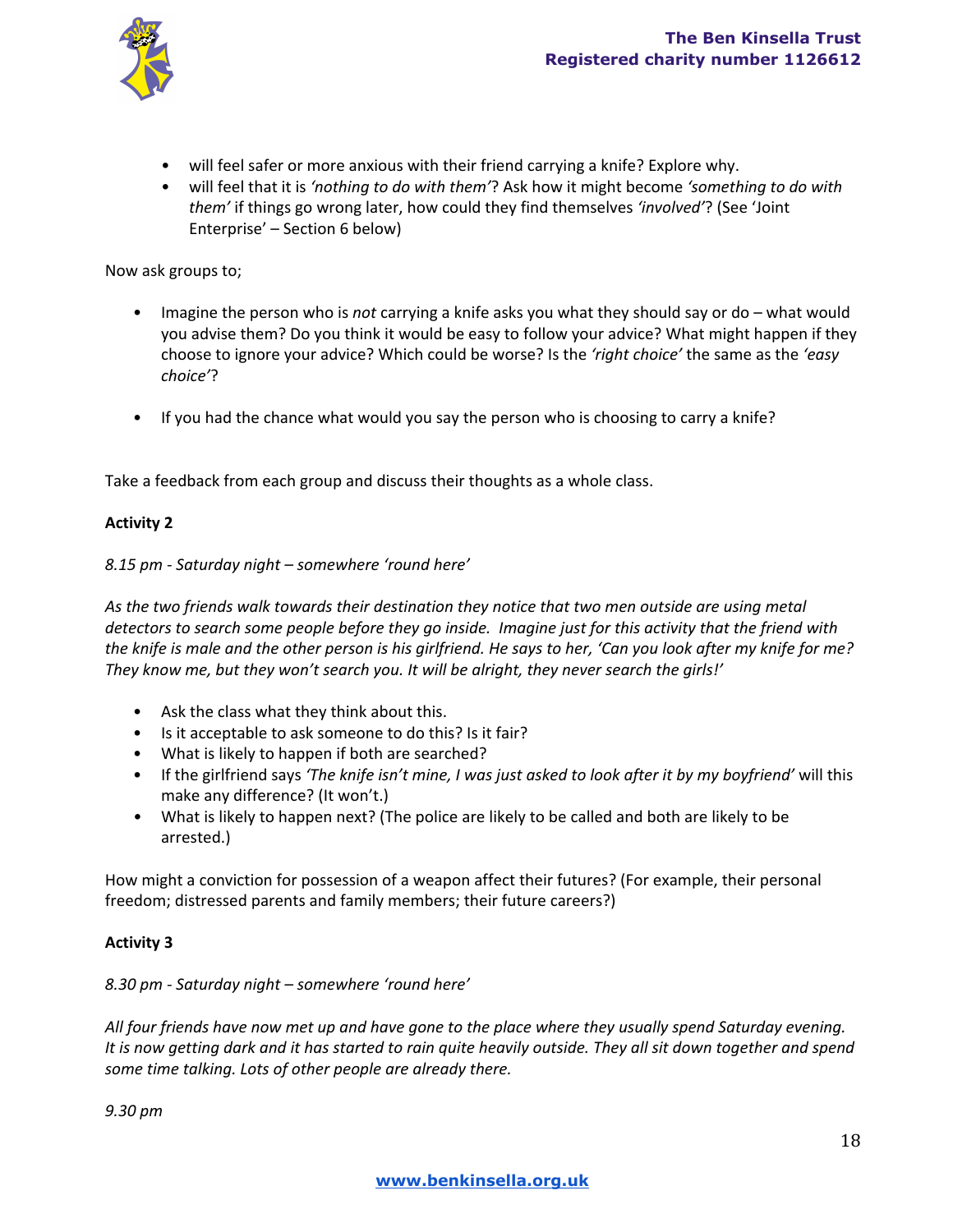- will feel safer or more anxious with their friend carrying a knife? Explore why.
- will feel that it is *'nothing to do with them'*? Ask how it might become *'something to do with them'* if things go wrong later, how could they find themselves *'involved'*? (See 'Joint Enterprise' – Section 6 below)

Now ask groups to;

- Imagine the person who is *not* carrying a knife asks you what they should say or do – what would you advise them? Do you think it would be easy to follow your advice? What might happen if they choose to ignore your advice? Which could be worse? Is the *'right choice'* the same as the *'easy choice'*?

- If you had the chance what would you say the person who is choosing to carry a knife?

Take a feedback from each group and discuss their thoughts as a whole class.

**Activity 2**

*8.15 pm - Saturday night – somewhere 'round here'*

*As the two friends walk towards their destination they notice that two men outside are using metal detectors to search some people before they go inside. Imagine just for this activity that the friend with the knife is male and the other person is his girlfriend. He says to her, 'Can you look after my knife for me? They know me, but they won't search you. It will be alright, they never search the girls!'*

- Ask the class what they think about this.
- Is it acceptable to ask someone to do this? Is it fair?
- What is likely to happen if both are searched?
- If the girlfriend says *'The knife isn't mine, I was just asked to look after it by my boyfriend'* will this make any difference? (It won't.)
- What is likely to happen next? (The police are likely to be called and both are likely to be arrested.)

How might a conviction for possession of a weapon affect their futures? (For example, their personal freedom; distressed parents and family members; their future careers?)

**Activity 3**

*8.30 pm - Saturday night – somewhere 'round here'*

*All four friends have now met up and have gone to the place where they usually spend Saturday evening. It is now getting dark and it has started to rain quite heavily outside. They all sit down together and spend some time talking. Lots of other people are already there.*

*9.30 pm*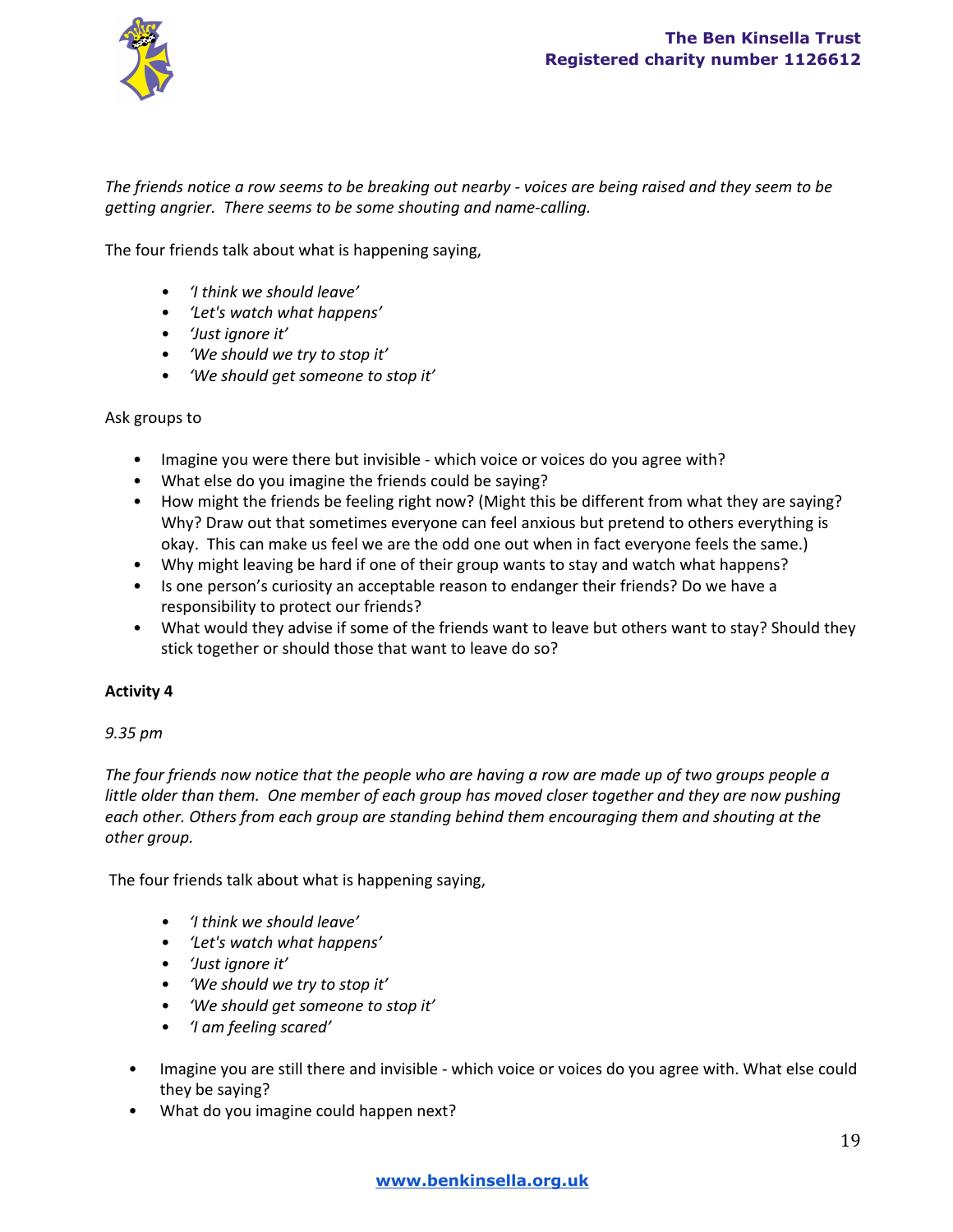*The friends notice a row seems to be breaking out nearby - voices are being raised and they seem to be getting angrier. There seems to be some shouting and name-calling.*

The four friends talk about what is happening saying,

- *'I think we should leave'*
- *'Let's watch what happens'*
- *'Just ignore it'*
- *'We should we try to stop it'*
- *'We should get someone to stop it'*

Ask groups to

- Imagine you were there but invisible - which voice or voices do you agree with?
- What else do you imagine the friends could be saying?
- How might the friends be feeling right now? (Might this be different from what they are saying? Why? Draw out that sometimes everyone can feel anxious but pretend to others everything is okay. This can make us feel we are the odd one out when in fact everyone feels the same.)
- Why might leaving be hard if one of their group wants to stay and watch what happens?
- Is one person's curiosity an acceptable reason to endanger their friends? Do we have a responsibility to protect our friends?
- What would they advise if some of the friends want to leave but others want to stay? Should they stick together or should those that want to leave do so?

**Activity 4**

*9.35 pm*

*The four friends now notice that the people who are having a row are made up of two groups people a little older than them. One member of each group has moved closer together and they are now pushing each other. Others from each group are standing behind them encouraging them and shouting at the other group.*

The four friends talk about what is happening saying,

- *'I think we should leave'*
- *'Let's watch what happens'*
- *'Just ignore it'*
- *'We should we try to stop it'*
- *'We should get someone to stop it'*
- *'I am feeling scared'*

- Imagine you are still there and invisible - which voice or voices do you agree with. What else could they be saying?
- What do you imagine could happen next?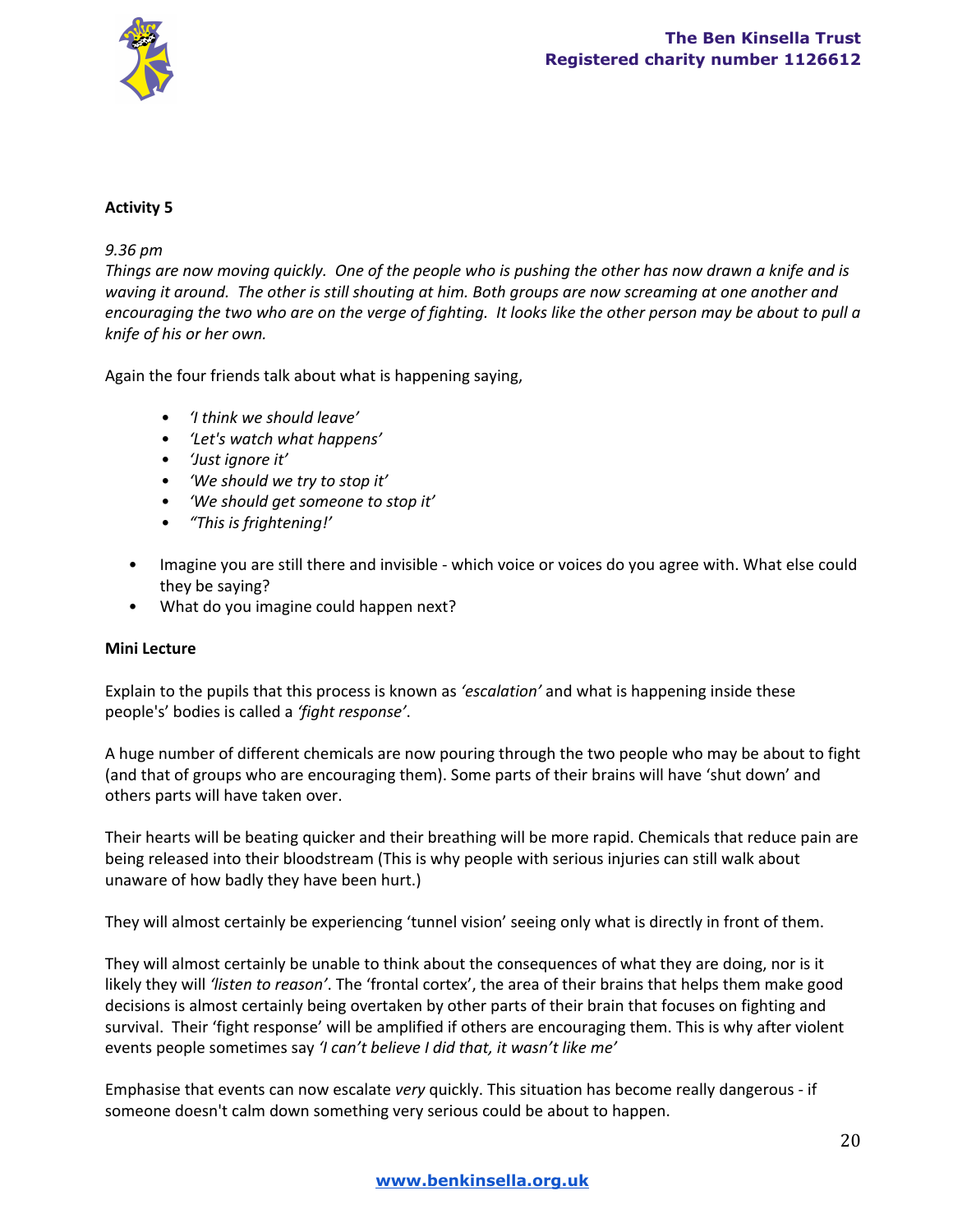**Activity 5**

*9.36 pm*
*Things are now moving quickly. One of the people who is pushing the other has now drawn a knife and is waving it around. The other is still shouting at him. Both groups are now screaming at one another and encouraging the two who are on the verge of fighting. It looks like the other person may be about to pull a knife of his or her own.*

Again the four friends talk about what is happening saying,

- *'I think we should leave'*
- *'Let's watch what happens'*
- *'Just ignore it'*
- *'We should we try to stop it'*
- *'We should get someone to stop it'*
- *"This is frightening!'*

- Imagine you are still there and invisible - which voice or voices do you agree with. What else could they be saying?
- What do you imagine could happen next?

**Mini Lecture**

Explain to the pupils that this process is known as *'escalation'* and what is happening inside these people's' bodies is called a *'fight response'*.

A huge number of different chemicals are now pouring through the two people who may be about to fight (and that of groups who are encouraging them). Some parts of their brains will have 'shut down' and others parts will have taken over.

Their hearts will be beating quicker and their breathing will be more rapid. Chemicals that reduce pain are being released into their bloodstream (This is why people with serious injuries can still walk about unaware of how badly they have been hurt.)

They will almost certainly be experiencing 'tunnel vision' seeing only what is directly in front of them.

They will almost certainly be unable to think about the consequences of what they are doing, nor is it likely they will *'listen to reason'*. The 'frontal cortex', the area of their brains that helps them make good decisions is almost certainly being overtaken by other parts of their brain that focuses on fighting and survival. Their 'fight response' will be amplified if others are encouraging them. This is why after violent events people sometimes say *'I can't believe I did that, it wasn't like me'*

Emphasise that events can now escalate *very* quickly. This situation has become really dangerous - if someone doesn't calm down something very serious could be about to happen.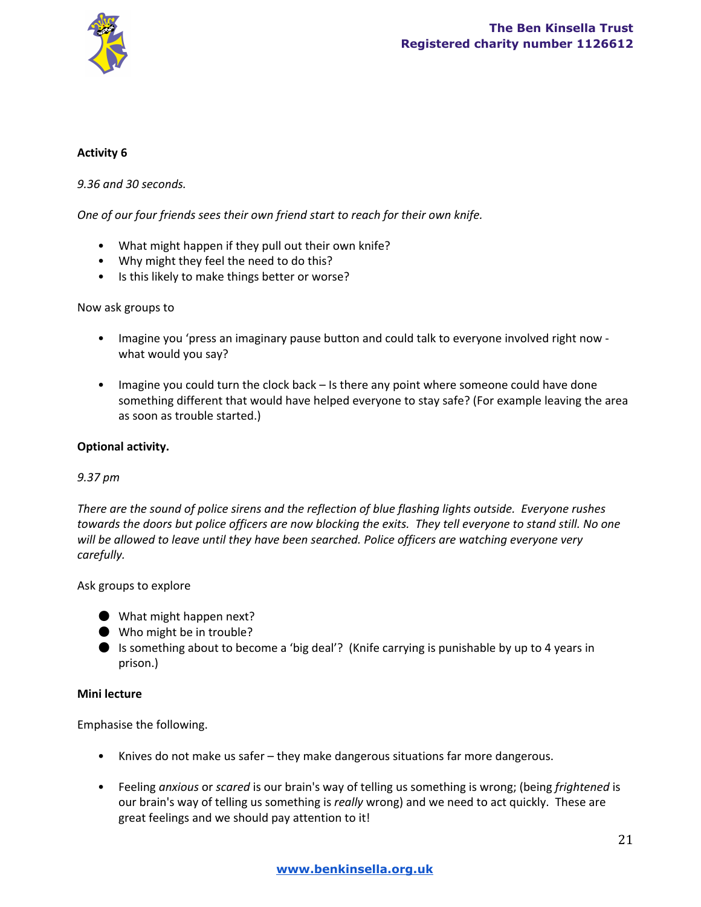**Activity 6**

*9.36 and 30 seconds.*

*One of our four friends sees their own friend start to reach for their own knife.*

- What might happen if they pull out their own knife?
- Why might they feel the need to do this?
- Is this likely to make things better or worse?

Now ask groups to

- Imagine you 'press an imaginary pause button and could talk to everyone involved right now - what would you say?

- Imagine you could turn the clock back – Is there any point where someone could have done something different that would have helped everyone to stay safe? (For example leaving the area as soon as trouble started.)

**Optional activity.**

*9.37 pm*

*There are the sound of police sirens and the reflection of blue flashing lights outside. Everyone rushes towards the doors but police officers are now blocking the exits. They tell everyone to stand still. No one will be allowed to leave until they have been searched. Police officers are watching everyone very carefully.*

Ask groups to explore

- What might happen next?
- Who might be in trouble?
- Is something about to become a 'big deal'? (Knife carrying is punishable by up to 4 years in prison.)

**Mini lecture**

Emphasise the following.

- Knives do not make us safer – they make dangerous situations far more dangerous.

- Feeling *anxious* or *scared* is our brain's way of telling us something is wrong; (being *frightened* is our brain's way of telling us something is *really* wrong) and we need to act quickly. These are great feelings and we should pay attention to it!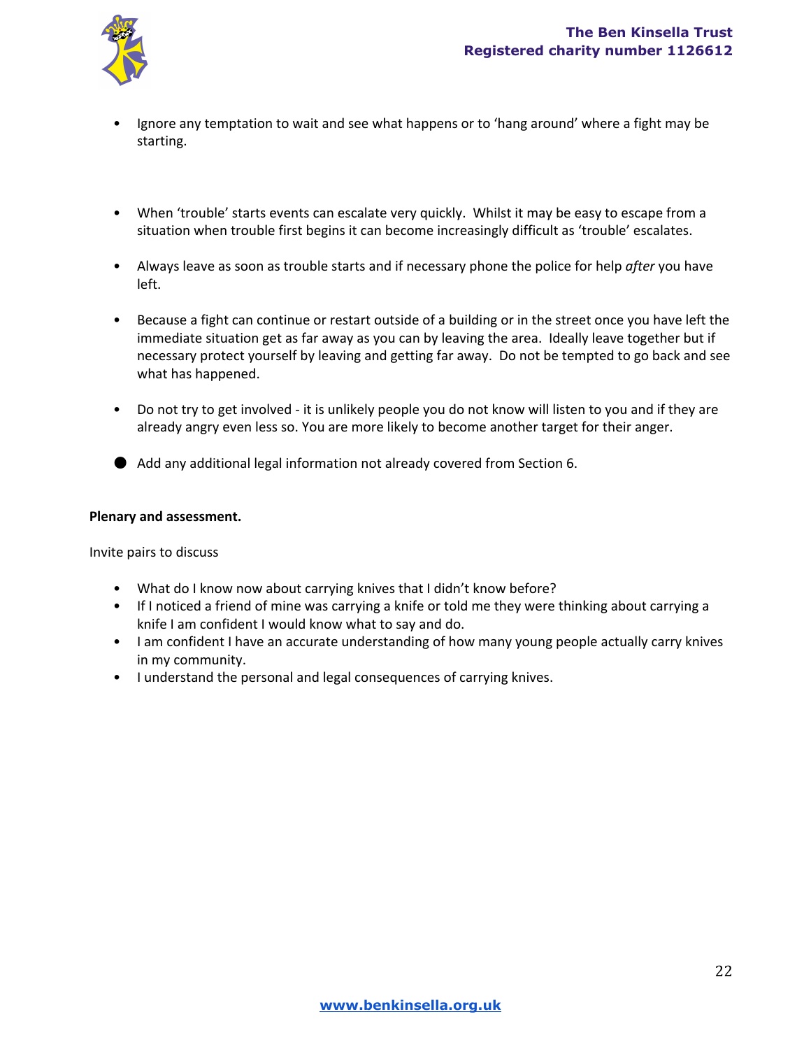- Ignore any temptation to wait and see what happens or to 'hang around' where a fight may be starting.

- When 'trouble' starts events can escalate very quickly. Whilst it may be easy to escape from a situation when trouble first begins it can become increasingly difficult as 'trouble' escalates.

- Always leave as soon as trouble starts and if necessary phone the police for help *after* you have left.

- Because a fight can continue or restart outside of a building or in the street once you have left the immediate situation get as far away as you can by leaving the area. Ideally leave together but if necessary protect yourself by leaving and getting far away. Do not be tempted to go back and see what has happened.

- Do not try to get involved - it is unlikely people you do not know will listen to you and if they are already angry even less so. You are more likely to become another target for their anger.

- Add any additional legal information not already covered from Section 6.

**Plenary and assessment.**

Invite pairs to discuss

- What do I know now about carrying knives that I didn't know before?
- If I noticed a friend of mine was carrying a knife or told me they were thinking about carrying a knife I am confident I would know what to say and do.
- I am confident I have an accurate understanding of how many young people actually carry knives in my community.
- I understand the personal and legal consequences of carrying knives.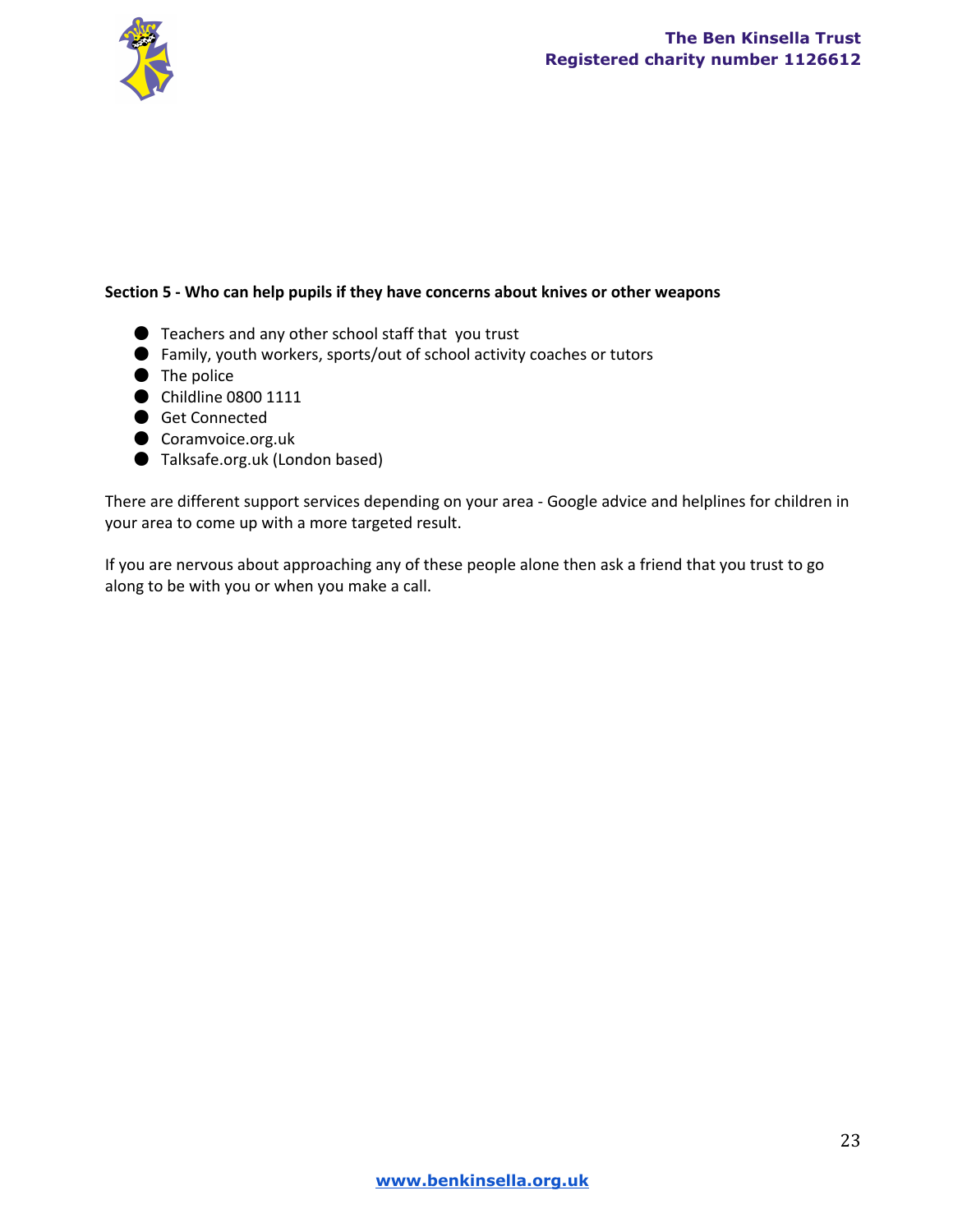**Section 5 - Who can help pupils if they have concerns about knives or other weapons**

- Teachers and any other school staff that you trust
- Family, youth workers, sports/out of school activity coaches or tutors
- The police
- Childline 0800 1111
- Get Connected
- Coramvoice.org.uk
- Talksafe.org.uk (London based)

There are different support services depending on your area - Google advice and helplines for children in your area to come up with a more targeted result.

If you are nervous about approaching any of these people alone then ask a friend that you trust to go along to be with you or when you make a call.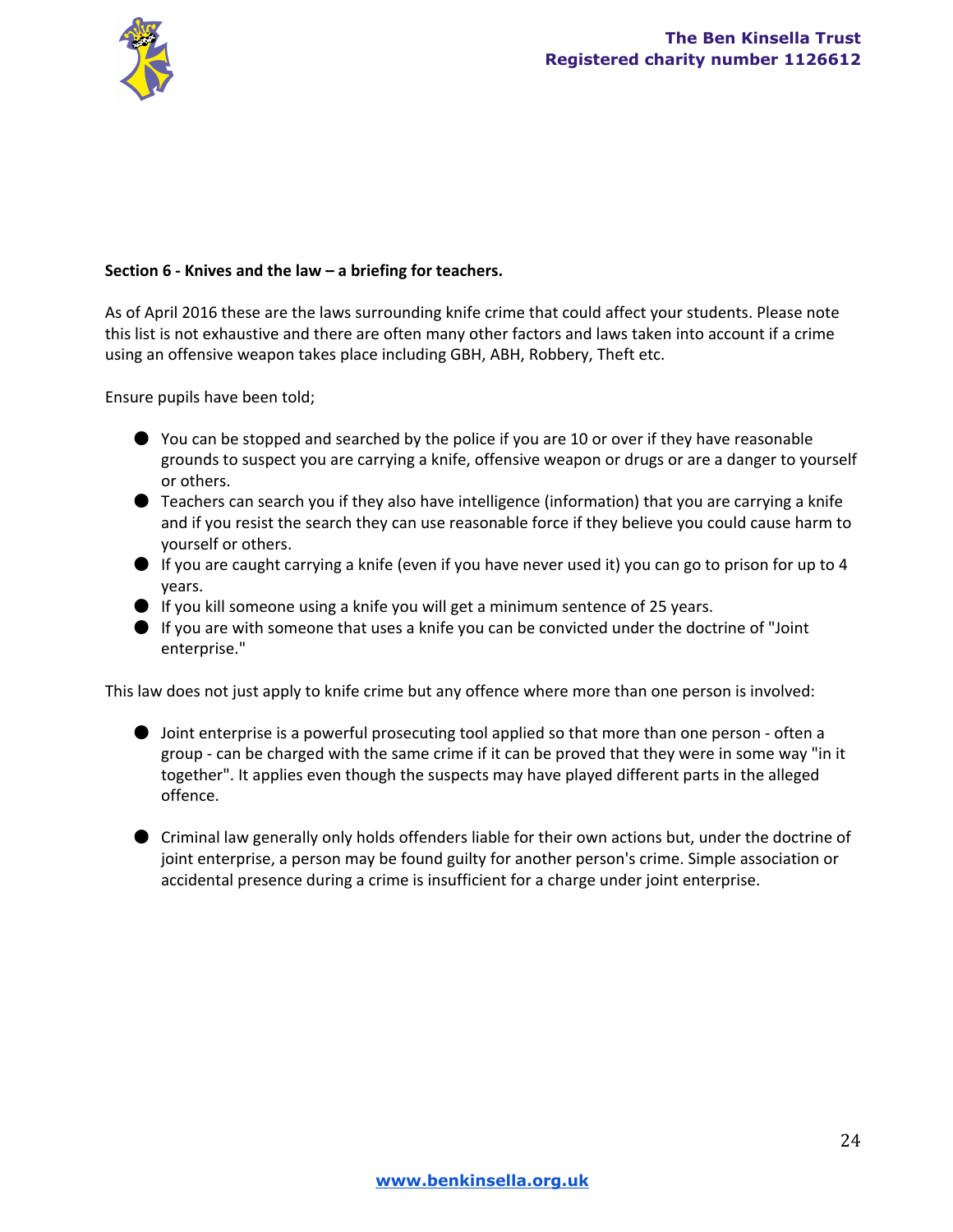**Section 6 - Knives and the law – a briefing for teachers.**

As of April 2016 these are the laws surrounding knife crime that could affect your students. Please note this list is not exhaustive and there are often many other factors and laws taken into account if a crime using an offensive weapon takes place including GBH, ABH, Robbery, Theft etc.

Ensure pupils have been told;

- You can be stopped and searched by the police if you are 10 or over if they have reasonable grounds to suspect you are carrying a knife, offensive weapon or drugs or are a danger to yourself or others.
- Teachers can search you if they also have intelligence (information) that you are carrying a knife and if you resist the search they can use reasonable force if they believe you could cause harm to yourself or others.
- If you are caught carrying a knife (even if you have never used it) you can go to prison for up to 4 years.
- If you kill someone using a knife you will get a minimum sentence of 25 years.
- If you are with someone that uses a knife you can be convicted under the doctrine of "Joint enterprise."

This law does not just apply to knife crime but any offence where more than one person is involved:

- Joint enterprise is a powerful prosecuting tool applied so that more than one person - often a group - can be charged with the same crime if it can be proved that they were in some way "in it together". It applies even though the suspects may have played different parts in the alleged offence.

- Criminal law generally only holds offenders liable for their own actions but, under the doctrine of joint enterprise, a person may be found guilty for another person's crime. Simple association or accidental presence during a crime is insufficient for a charge under joint enterprise.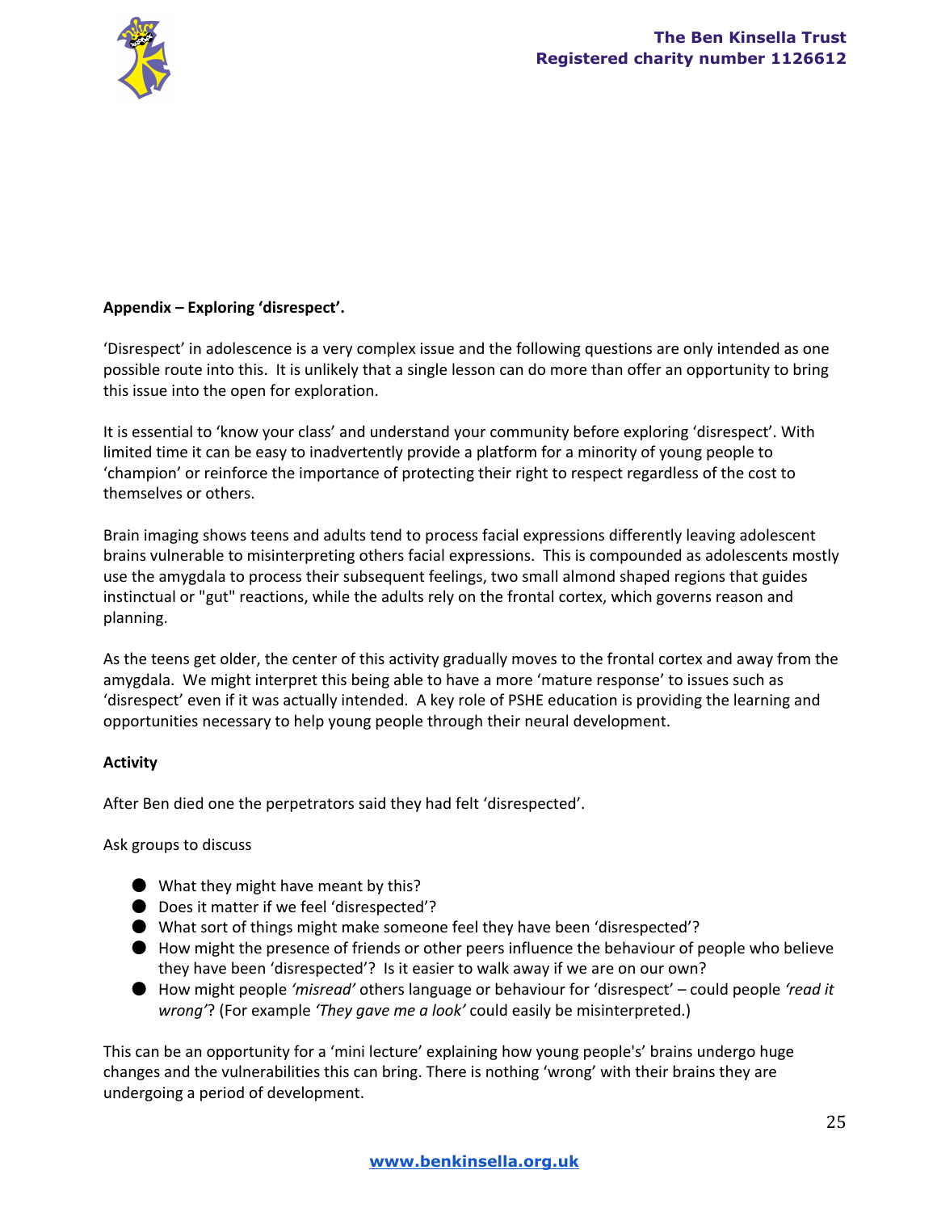**Appendix – Exploring 'disrespect'.**

'Disrespect' in adolescence is a very complex issue and the following questions are only intended as one possible route into this. It is unlikely that a single lesson can do more than offer an opportunity to bring this issue into the open for exploration.

It is essential to 'know your class' and understand your community before exploring 'disrespect'. With limited time it can be easy to inadvertently provide a platform for a minority of young people to 'champion' or reinforce the importance of protecting their right to respect regardless of the cost to themselves or others.

Brain imaging shows teens and adults tend to process facial expressions differently leaving adolescent brains vulnerable to misinterpreting others facial expressions. This is compounded as adolescents mostly use the amygdala to process their subsequent feelings, two small almond shaped regions that guides instinctual or "gut" reactions, while the adults rely on the frontal cortex, which governs reason and planning.

As the teens get older, the center of this activity gradually moves to the frontal cortex and away from the amygdala. We might interpret this being able to have a more 'mature response' to issues such as 'disrespect' even if it was actually intended. A key role of PSHE education is providing the learning and opportunities necessary to help young people through their neural development.

**Activity**

After Ben died one the perpetrators said they had felt 'disrespected'.

Ask groups to discuss

- What they might have meant by this?
- Does it matter if we feel 'disrespected'?
- What sort of things might make someone feel they have been 'disrespected'?
- How might the presence of friends or other peers influence the behaviour of people who believe they have been 'disrespected'? Is it easier to walk away if we are on our own?
- How might people *'misread'* others language or behaviour for 'disrespect' – could people *'read it wrong'*? (For example *'They gave me a look'* could easily be misinterpreted.)

This can be an opportunity for a 'mini lecture' explaining how young people's' brains undergo huge changes and the vulnerabilities this can bring. There is nothing 'wrong' with their brains they are undergoing a period of development.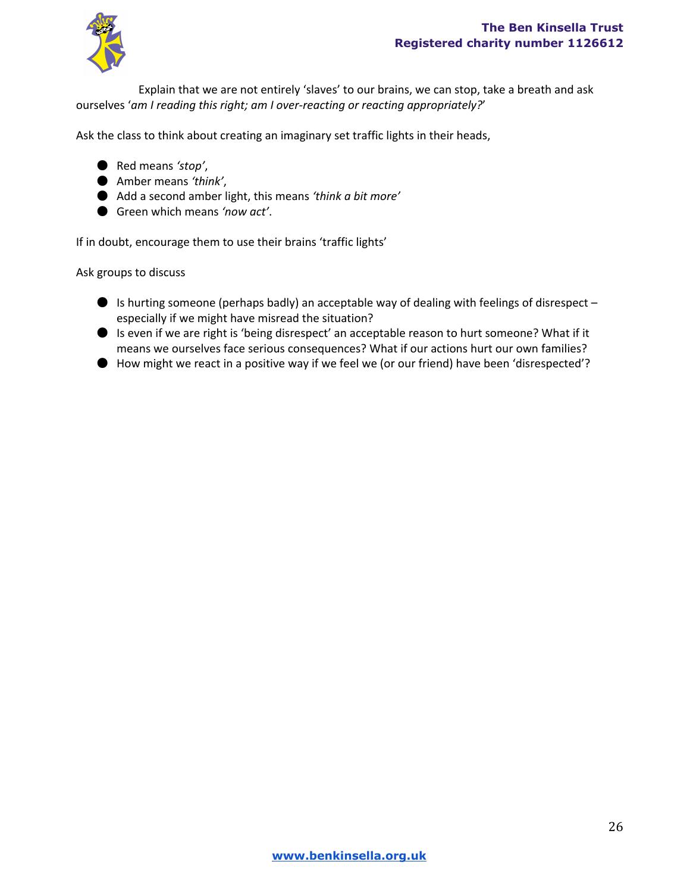Explain that we are not entirely 'slaves' to our brains, we can stop, take a breath and ask ourselves '*am I reading this right; am I over-reacting or reacting appropriately?*'

Ask the class to think about creating an imaginary set traffic lights in their heads,

- Red means *'stop'*,
- Amber means *'think'*,
- Add a second amber light, this means *'think a bit more'*
- Green which means *'now act'*.

If in doubt, encourage them to use their brains 'traffic lights'

Ask groups to discuss

- Is hurting someone (perhaps badly) an acceptable way of dealing with feelings of disrespect – especially if we might have misread the situation?
- Is even if we are right is 'being disrespect' an acceptable reason to hurt someone? What if it means we ourselves face serious consequences? What if our actions hurt our own families?
- How might we react in a positive way if we feel we (or our friend) have been 'disrespected'?